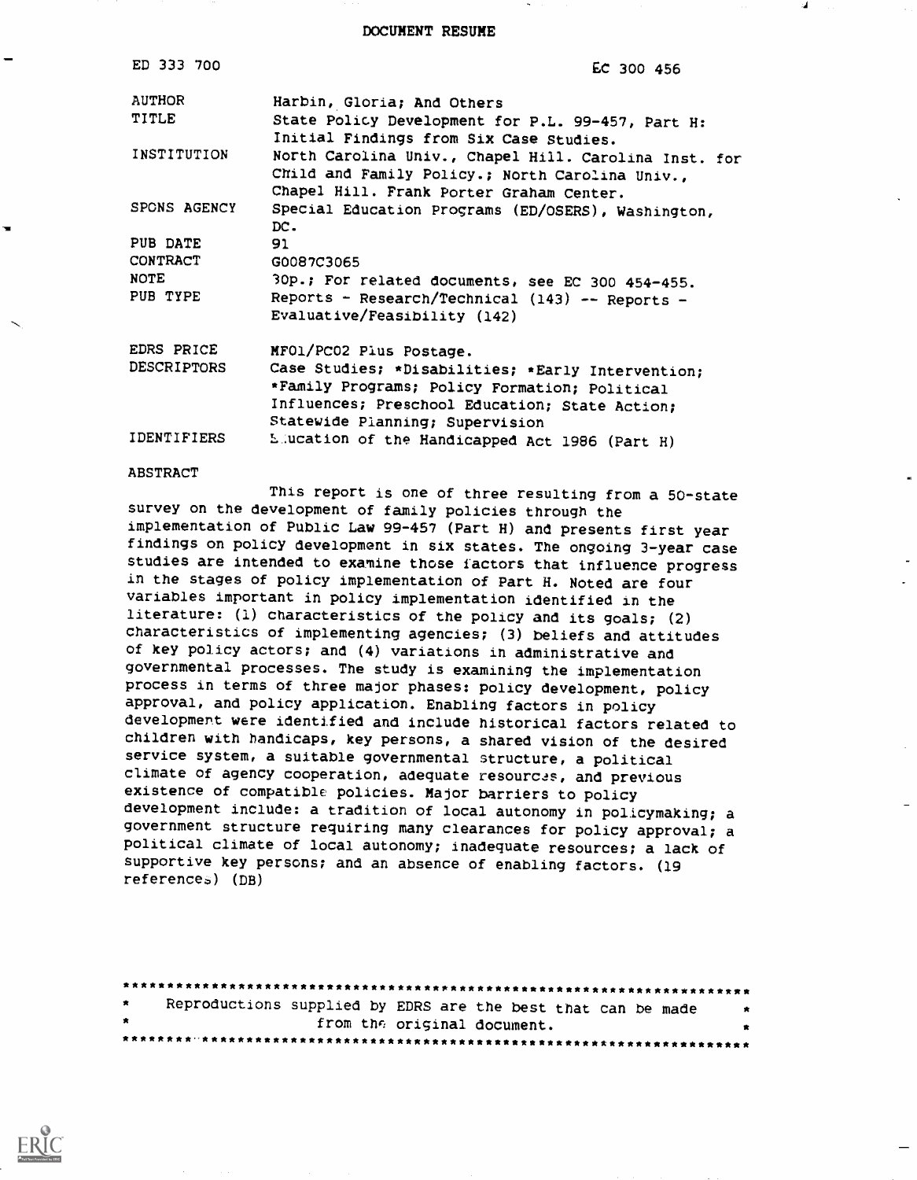DOCUMENT RESUME

| | |
|---|---|
| ED 333 700 | EC 300 456 |
| AUTHOR | Harbin, Gloria; And Others |
| TITLE | State Policy Development for P.L. 99-457, Part H: Initial Findings from Six Case Studies. |
| INSTITUTION | North Carolina Univ., Chapel Hill. Carolina Inst. for Child and Family Policy.; North Carolina Univ., Chapel Hill. Frank Porter Graham Center. |
| SPONS AGENCY | Special Education Programs (ED/OSERS), Washington, DC. |
| PUB DATE | 91 |
| CONTRACT | G0087C3065 |
| NOTE | 30p.; For related documents, see EC 300 454-455. |
| PUB TYPE | Reports - Research/Technical (143) -- Reports - Evaluative/Feasibility (142) |
| EDRS PRICE | MF01/PC02 Plus Postage. |
| DESCRIPTORS | Case Studies; *Disabilities; *Early Intervention; *Family Programs; Policy Formation; Political Influences; Preschool Education; State Action; Statewide Planning; Supervision |
| IDENTIFIERS | Education of the Handicapped Act 1986 (Part H) |

ABSTRACT

This report is one of three resulting from a 50-state survey on the development of family policies through the implementation of Public Law 99-457 (Part H) and presents first year findings on policy development in six states. The ongoing 3-year case studies are intended to examine those factors that influence progress in the stages of policy implementation of Part H. Noted are four variables important in policy implementation identified in the literature: (1) characteristics of the policy and its goals; (2) characteristics of implementing agencies; (3) beliefs and attitudes of key policy actors; and (4) variations in administrative and governmental processes. The study is examining the implementation process in terms of three major phases: policy development, policy approval, and policy application. Enabling factors in policy development were identified and include historical factors related to children with handicaps, key persons, a shared vision of the desired service system, a suitable governmental structure, a political climate of agency cooperation, adequate resources, and previous existence of compatible policies. Major barriers to policy development include: a tradition of local autonomy in policymaking; a government structure requiring many clearances for policy approval; a political climate of local autonomy; inadequate resources; a lack of supportive key persons; and an absence of enabling factors. (19 references) (DB)

***********************************************************************
* Reproductions supplied by EDRS are the best that can be made *
* from the original document. *
***********************************************************************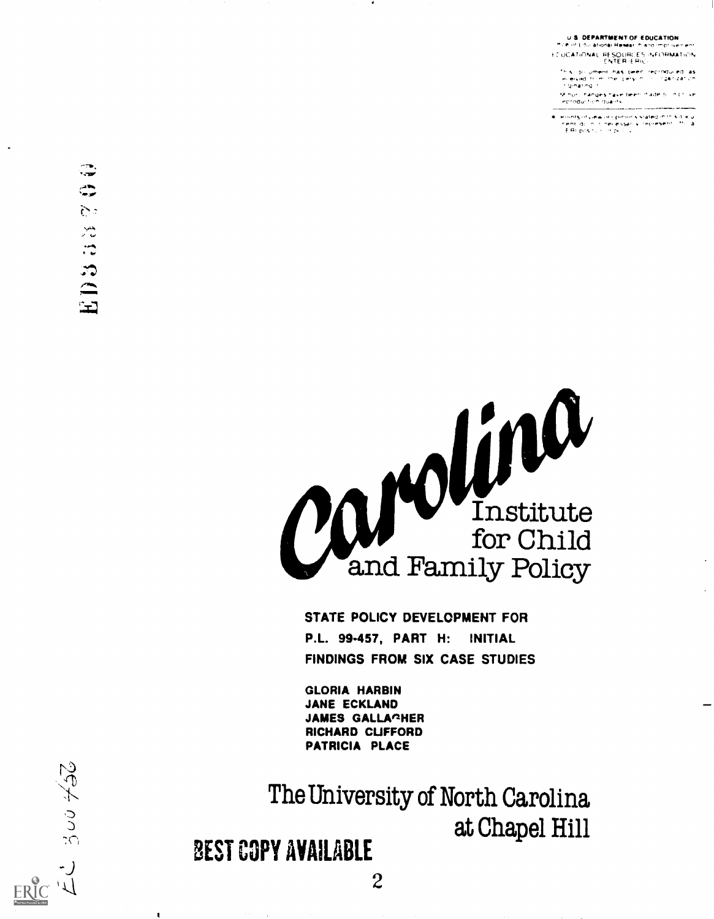U.S. DEPARTMENT OF EDUCATION
Office of Educational Research and Improvement
EDUCATIONAL RESOURCES INFORMATION CENTER (ERIC)

This document has been reproduced as received from the person or organization originating it.

Minor changes have been made to improve reproduction quality.

Points of view or opinions stated in this document do not necessarily represent official OERI position or policy.

ED333700

# Carolina Institute for Child and Family Policy

**STATE POLICY DEVELOPMENT FOR P.L. 99-457, PART H: INITIAL FINDINGS FROM SIX CASE STUDIES**

**GLORIA HARBIN**
**JANE ECKLAND**
**JAMES GALLAGHER**
**RICHARD CLIFFORD**
**PATRICIA PLACE**

The University of North Carolina at Chapel Hill

EC 300 432

BEST COPY AVAILABLE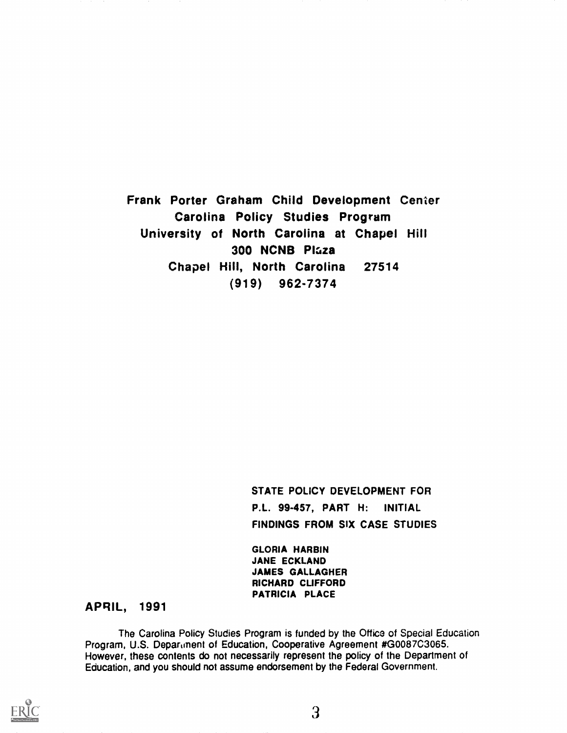**Frank Porter Graham Child Development Center**
**Carolina Policy Studies Program**
**University of North Carolina at Chapel Hill**
**300 NCNB Plaza**
**Chapel Hill, North Carolina 27514**
**(919) 962-7374**

STATE POLICY DEVELOPMENT FOR P.L. 99-457, PART H: INITIAL FINDINGS FROM SIX CASE STUDIES

GLORIA HARBIN
JANE ECKLAND
JAMES GALLAGHER
RICHARD CLIFFORD
PATRICIA PLACE

**APRIL, 1991**

The Carolina Policy Studies Program is funded by the Office of Special Education Program, U.S. Department of Education, Cooperative Agreement #G0087C3065. However, these contents do not necessarily represent the policy of the Department of Education, and you should not assume endorsement by the Federal Government.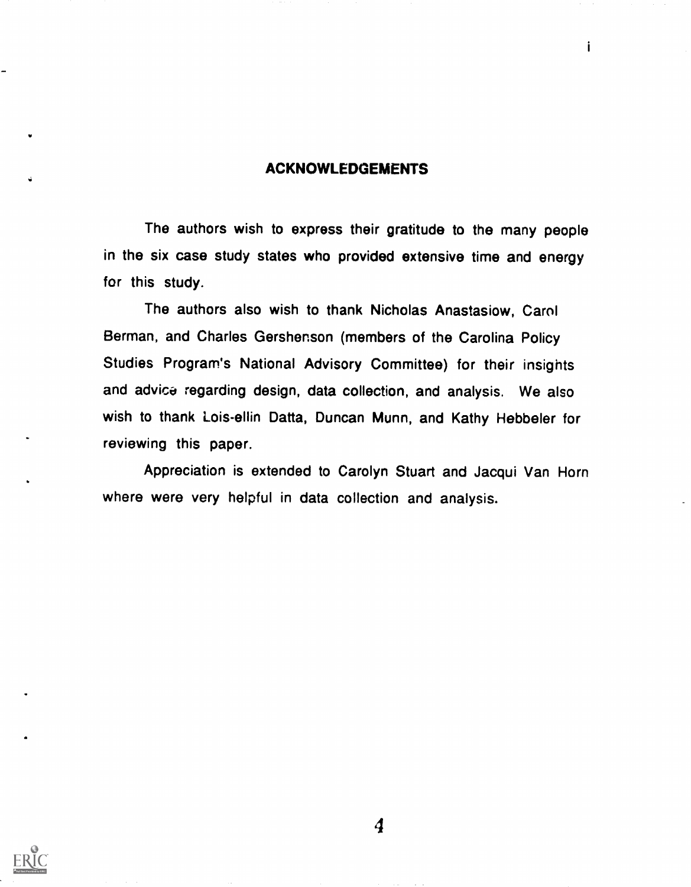## ACKNOWLEDGEMENTS

The authors wish to express their gratitude to the many people in the six case study states who provided extensive time and energy for this study.

The authors also wish to thank Nicholas Anastasiow, Carol Berman, and Charles Gershenson (members of the Carolina Policy Studies Program's National Advisory Committee) for their insights and advice regarding design, data collection, and analysis. We also wish to thank Lois-ellin Datta, Duncan Munn, and Kathy Hebbeler for reviewing this paper.

Appreciation is extended to Carolyn Stuart and Jacqui Van Horn where were very helpful in data collection and analysis.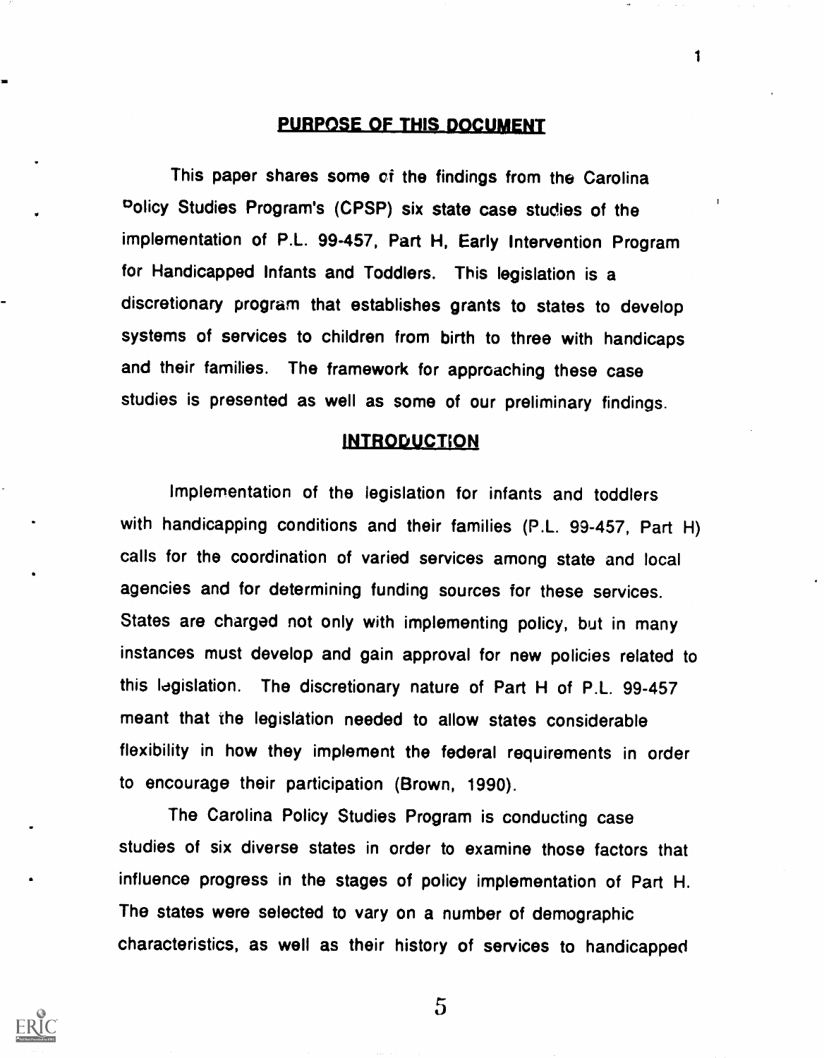## PURPOSE OF THIS DOCUMENT

This paper shares some of the findings from the Carolina Policy Studies Program's (CPSP) six state case studies of the implementation of P.L. 99-457, Part H, Early Intervention Program for Handicapped Infants and Toddlers. This legislation is a discretionary program that establishes grants to states to develop systems of services to children from birth to three with handicaps and their families. The framework for approaching these case studies is presented as well as some of our preliminary findings.

## INTRODUCTION

Implementation of the legislation for infants and toddlers with handicapping conditions and their families (P.L. 99-457, Part H) calls for the coordination of varied services among state and local agencies and for determining funding sources for these services. States are charged not only with implementing policy, but in many instances must develop and gain approval for new policies related to this legislation. The discretionary nature of Part H of P.L. 99-457 meant that the legislation needed to allow states considerable flexibility in how they implement the federal requirements in order to encourage their participation (Brown, 1990).

The Carolina Policy Studies Program is conducting case studies of six diverse states in order to examine those factors that influence progress in the stages of policy implementation of Part H. The states were selected to vary on a number of demographic characteristics, as well as their history of services to handicapped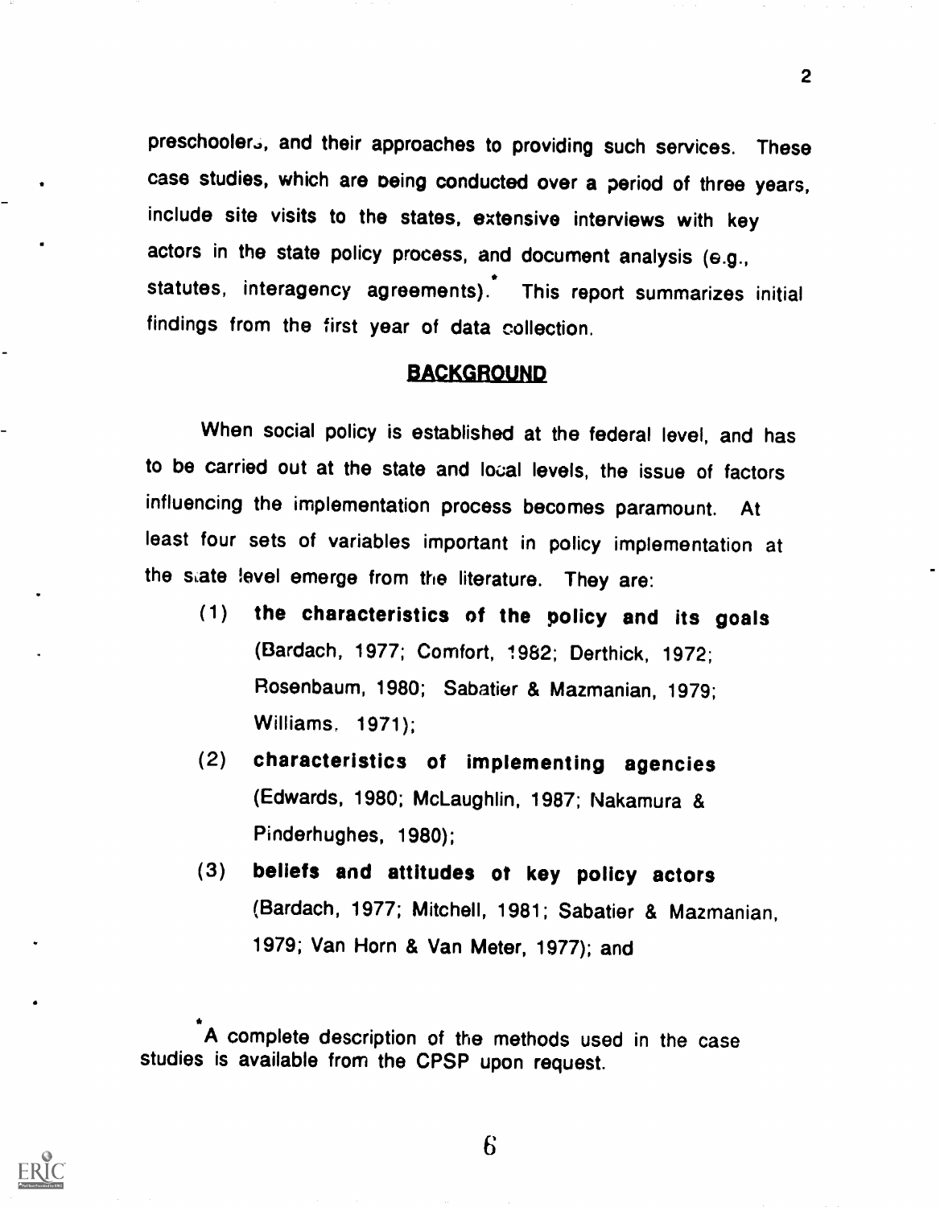preschoolers, and their approaches to providing such services. These case studies, which are being conducted over a period of three years, include site visits to the states, extensive interviews with key actors in the state policy process, and document analysis (e.g., statutes, interagency agreements).* This report summarizes initial findings from the first year of data collection.

## BACKGROUND

When social policy is established at the federal level, and has to be carried out at the state and local levels, the issue of factors influencing the implementation process becomes paramount. At least four sets of variables important in policy implementation at the state level emerge from the literature. They are:

(1) **the characteristics of the policy and its goals** (Bardach, 1977; Comfort, 1982; Derthick, 1972; Rosenbaum, 1980; Sabatier & Mazmanian, 1979; Williams, 1971);

(2) **characteristics of implementing agencies** (Edwards, 1980; McLaughlin, 1987; Nakamura & Pinderhughes, 1980);

(3) **beliefs and attitudes of key policy actors** (Bardach, 1977; Mitchell, 1981; Sabatier & Mazmanian, 1979; Van Horn & Van Meter, 1977); and

*A complete description of the methods used in the case studies is available from the CPSP upon request.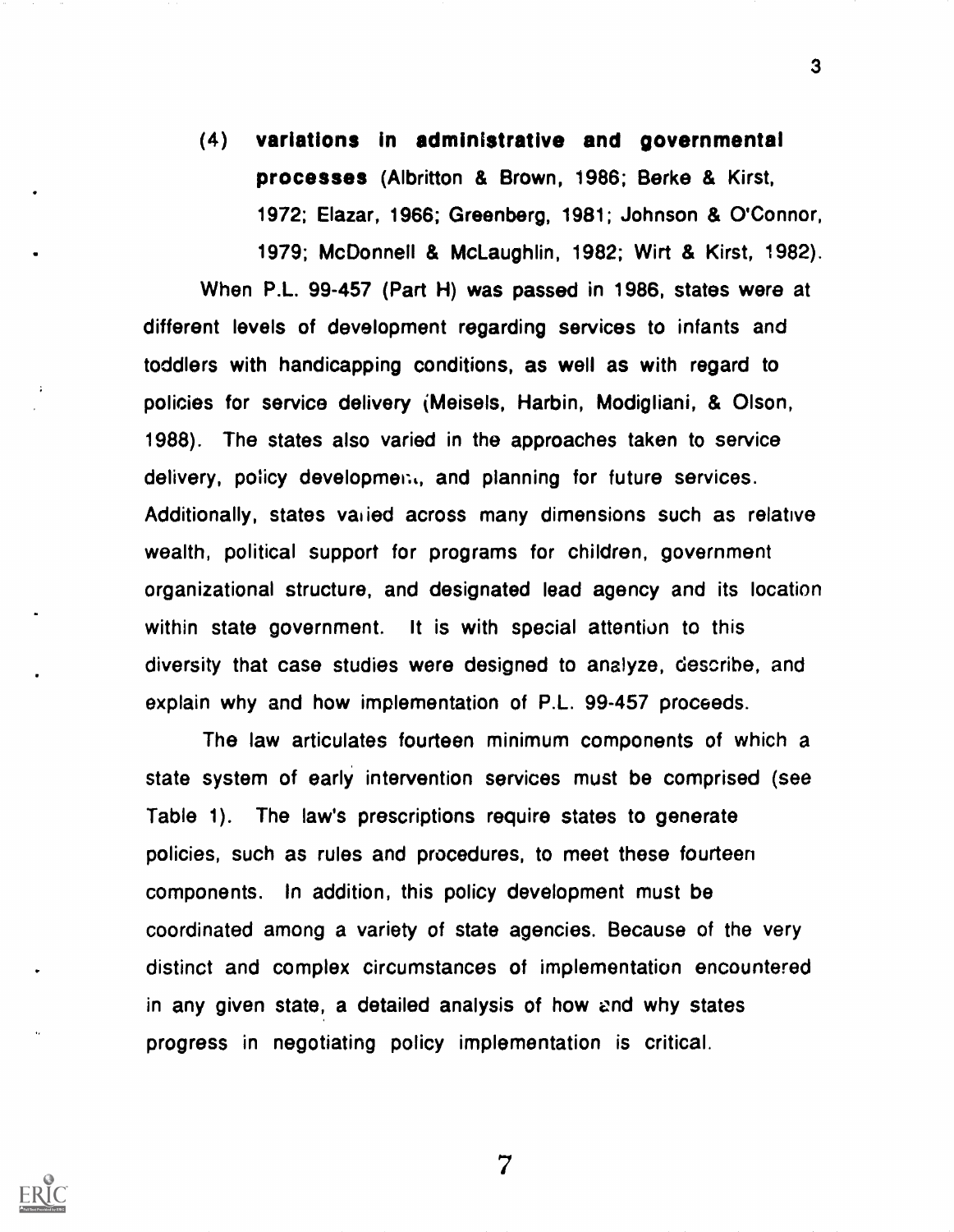(4) **variations in administrative and governmental processes** (Albritton & Brown, 1986; Berke & Kirst, 1972; Elazar, 1966; Greenberg, 1981; Johnson & O'Connor, 1979; McDonnell & McLaughlin, 1982; Wirt & Kirst, 1982).

When P.L. 99-457 (Part H) was passed in 1986, states were at different levels of development regarding services to infants and toddlers with handicapping conditions, as well as with regard to policies for service delivery (Meisels, Harbin, Modigliani, & Olson, 1988). The states also varied in the approaches taken to service delivery, policy development, and planning for future services. Additionally, states varied across many dimensions such as relative wealth, political support for programs for children, government organizational structure, and designated lead agency and its location within state government. It is with special attention to this diversity that case studies were designed to analyze, describe, and explain why and how implementation of P.L. 99-457 proceeds.

The law articulates fourteen minimum components of which a state system of early intervention services must be comprised (see Table 1). The law's prescriptions require states to generate policies, such as rules and procedures, to meet these fourteen components. In addition, this policy development must be coordinated among a variety of state agencies. Because of the very distinct and complex circumstances of implementation encountered in any given state, a detailed analysis of how and why states progress in negotiating policy implementation is critical.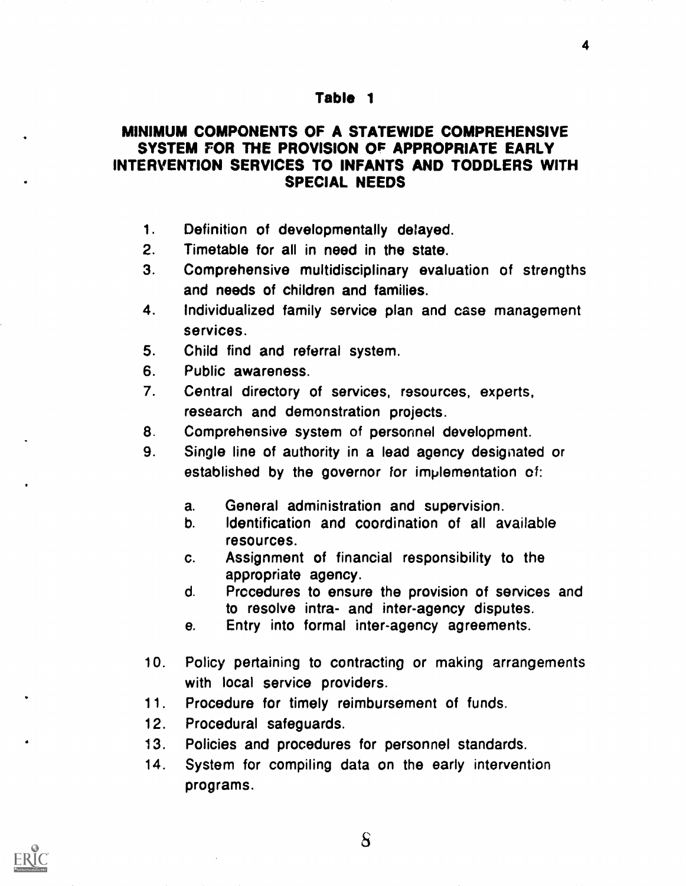**Table 1**

**MINIMUM COMPONENTS OF A STATEWIDE COMPREHENSIVE SYSTEM FOR THE PROVISION OF APPROPRIATE EARLY INTERVENTION SERVICES TO INFANTS AND TODDLERS WITH SPECIAL NEEDS**

1. Definition of developmentally delayed.
2. Timetable for all in need in the state.
3. Comprehensive multidisciplinary evaluation of strengths and needs of children and families.
4. Individualized family service plan and case management services.
5. Child find and referral system.
6. Public awareness.
7. Central directory of services, resources, experts, research and demonstration projects.
8. Comprehensive system of personnel development.
9. Single line of authority in a lead agency designated or established by the governor for implementation of:
   a. General administration and supervision.
   b. Identification and coordination of all available resources.
   c. Assignment of financial responsibility to the appropriate agency.
   d. Procedures to ensure the provision of services and to resolve intra- and inter-agency disputes.
   e. Entry into formal inter-agency agreements.
10. Policy pertaining to contracting or making arrangements with local service providers.
11. Procedure for timely reimbursement of funds.
12. Procedural safeguards.
13. Policies and procedures for personnel standards.
14. System for compiling data on the early intervention programs.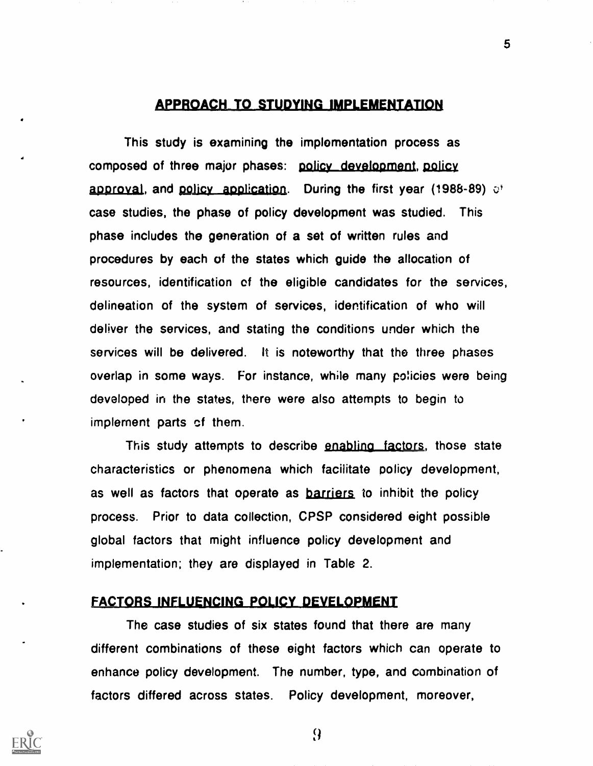## APPROACH TO STUDYING IMPLEMENTATION

This study is examining the implementation process as composed of three major phases: policy development, policy approval, and policy application. During the first year (1988-89) of case studies, the phase of policy development was studied. This phase includes the generation of a set of written rules and procedures by each of the states which guide the allocation of resources, identification of the eligible candidates for the services, delineation of the system of services, identification of who will deliver the services, and stating the conditions under which the services will be delivered. It is noteworthy that the three phases overlap in some ways. For instance, while many policies were being developed in the states, there were also attempts to begin to implement parts of them.

This study attempts to describe enabling factors, those state characteristics or phenomena which facilitate policy development, as well as factors that operate as barriers to inhibit the policy process. Prior to data collection, CPSP considered eight possible global factors that might influence policy development and implementation; they are displayed in Table 2.

## FACTORS INFLUENCING POLICY DEVELOPMENT

The case studies of six states found that there are many different combinations of these eight factors which can operate to enhance policy development. The number, type, and combination of factors differed across states. Policy development, moreover,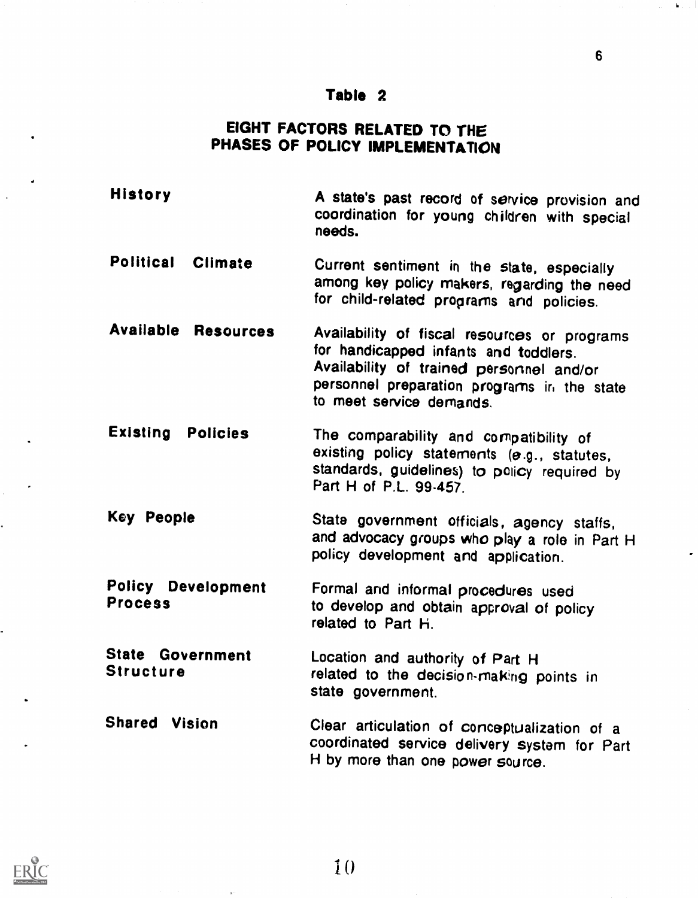### Table 2

### EIGHT FACTORS RELATED TO THE PHASES OF POLICY IMPLEMENTATION

| | |
|---|---|
| **History** | A state's past record of service provision and coordination for young children with special needs. |
| **Political Climate** | Current sentiment in the state, especially among key policy makers, regarding the need for child-related programs and policies. |
| **Available Resources** | Availability of fiscal resources or programs for handicapped infants and toddlers. Availability of trained personnel and/or personnel preparation programs in the state to meet service demands. |
| **Existing Policies** | The comparability and compatibility of existing policy statements (e.g., statutes, standards, guidelines) to policy required by Part H of P.L. 99-457. |
| **Key People** | State government officials, agency staffs, and advocacy groups who play a role in Part H policy development and application. |
| **Policy Development Process** | Formal and informal procedures used to develop and obtain approval of policy related to Part H. |
| **State Government Structure** | Location and authority of Part H related to the decision-making points in state government. |
| **Shared Vision** | Clear articulation of conceptualization of a coordinated service delivery system for Part H by more than one power source. |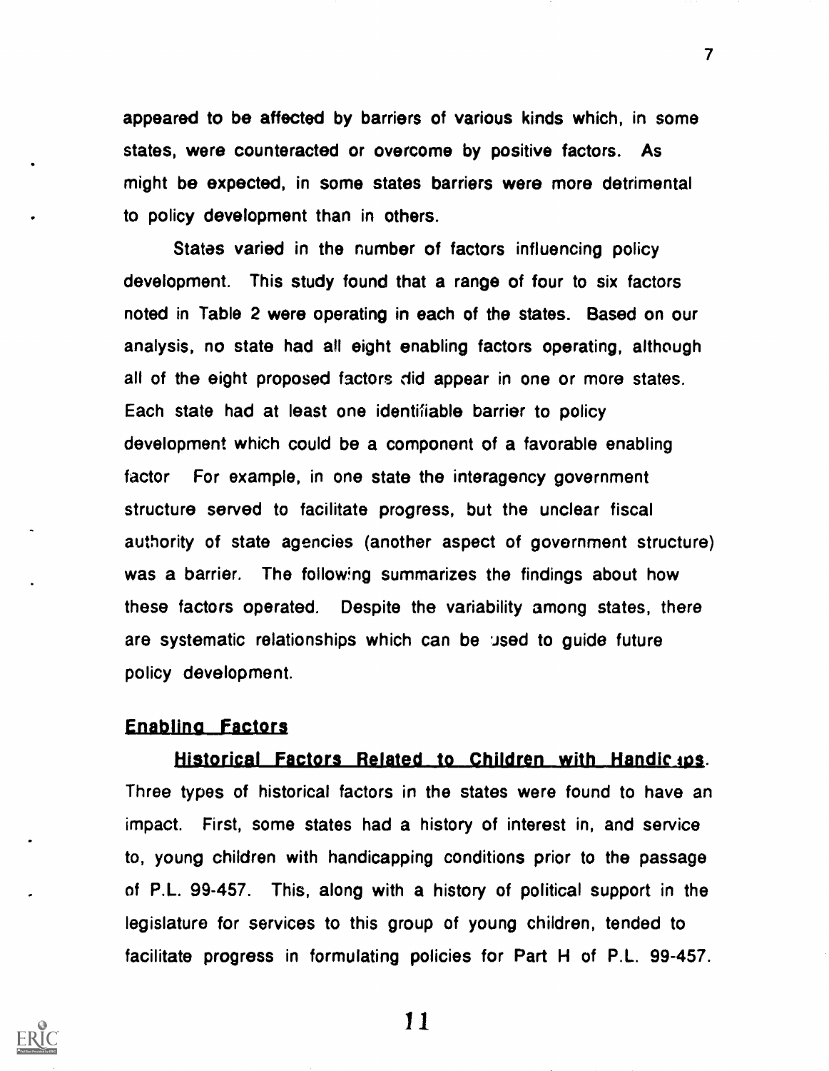appeared to be affected by barriers of various kinds which, in some states, were counteracted or overcome by positive factors. As might be expected, in some states barriers were more detrimental to policy development than in others.

States varied in the number of factors influencing policy development. This study found that a range of four to six factors noted in Table 2 were operating in each of the states. Based on our analysis, no state had all eight enabling factors operating, although all of the eight proposed factors did appear in one or more states. Each state had at least one identifiable barrier to policy development which could be a component of a favorable enabling factor For example, in one state the interagency government structure served to facilitate progress, but the unclear fiscal authority of state agencies (another aspect of government structure) was a barrier. The following summarizes the findings about how these factors operated. Despite the variability among states, there are systematic relationships which can be used to guide future policy development.

## Enabling Factors

**Historical Factors Related to Children with Handicaps.** Three types of historical factors in the states were found to have an impact. First, some states had a history of interest in, and service to, young children with handicapping conditions prior to the passage of P.L. 99-457. This, along with a history of political support in the legislature for services to this group of young children, tended to facilitate progress in formulating policies for Part H of P.L. 99-457.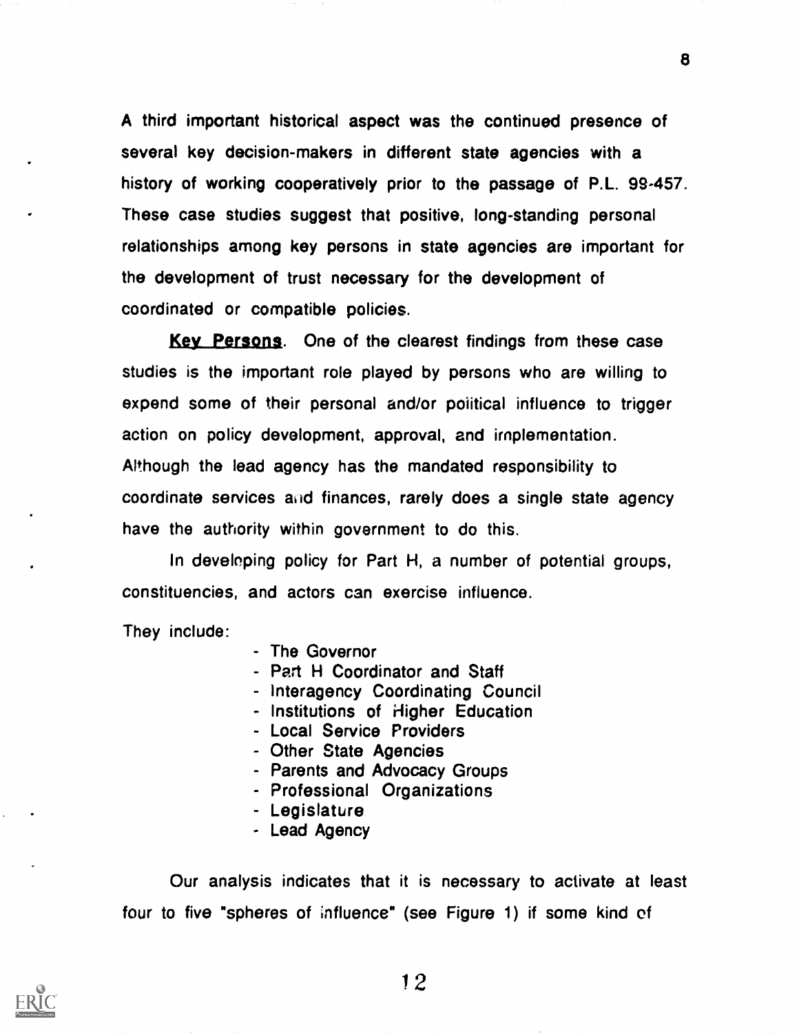A third important historical aspect was the continued presence of several key decision-makers in different state agencies with a history of working cooperatively prior to the passage of P.L. 99-457. These case studies suggest that positive, long-standing personal relationships among key persons in state agencies are important for the development of trust necessary for the development of coordinated or compatible policies.

**Key Persons**. One of the clearest findings from these case studies is the important role played by persons who are willing to expend some of their personal and/or political influence to trigger action on policy development, approval, and implementation. Although the lead agency has the mandated responsibility to coordinate services and finances, rarely does a single state agency have the authority within government to do this.

In developing policy for Part H, a number of potential groups, constituencies, and actors can exercise influence.

They include:

- The Governor
- Part H Coordinator and Staff
- Interagency Coordinating Council
- Institutions of Higher Education
- Local Service Providers
- Other State Agencies
- Parents and Advocacy Groups
- Professional Organizations
- Legislature
- Lead Agency

Our analysis indicates that it is necessary to activate at least four to five "spheres of influence" (see Figure 1) if some kind of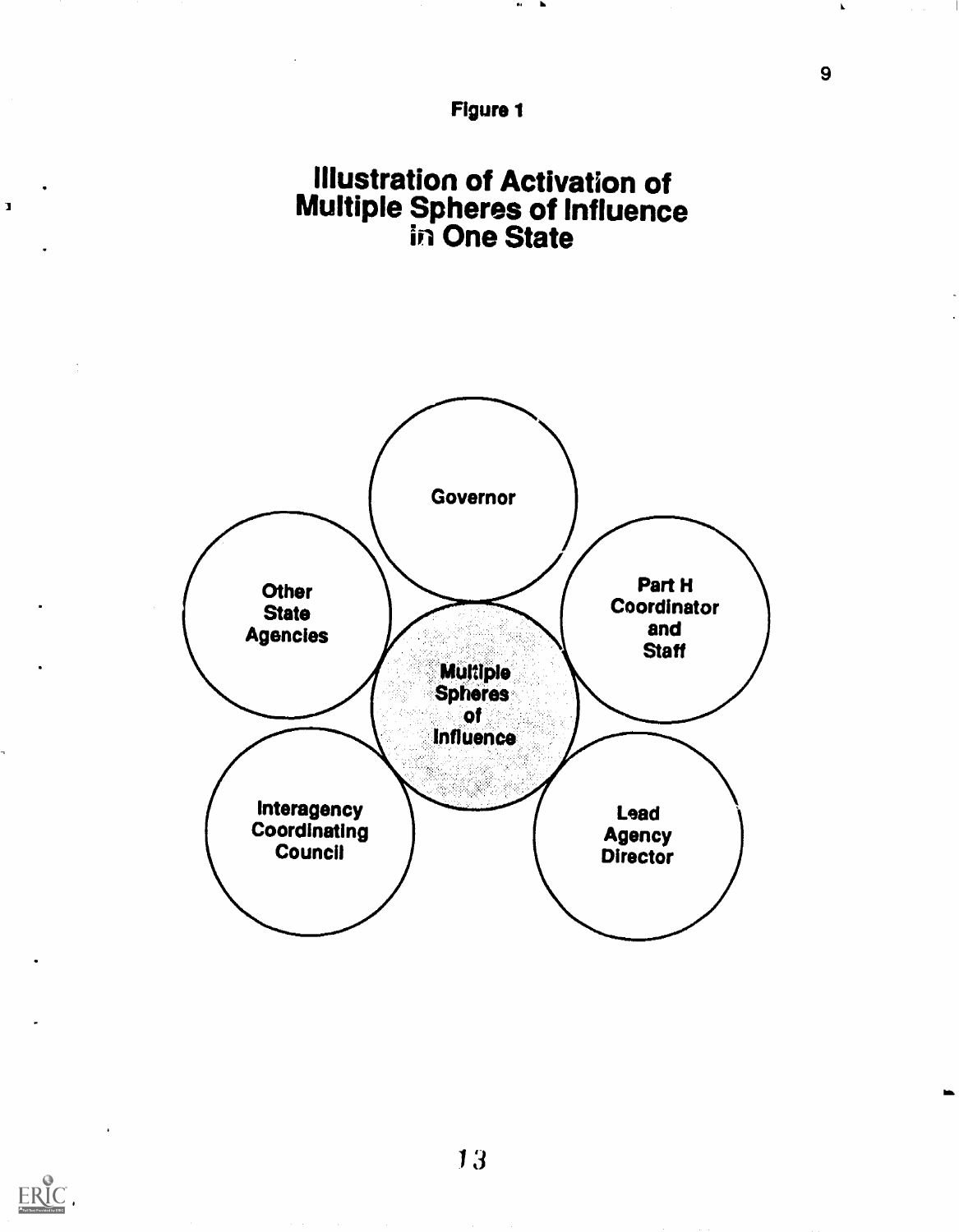Figure 1

## Illustration of Activation of Multiple Spheres of Influence in One State

Governor

Part H Coordinator and Staff

Lead Agency Director

Interagency Coordinating Council

Other State Agencies

Multiple Spheres of Influence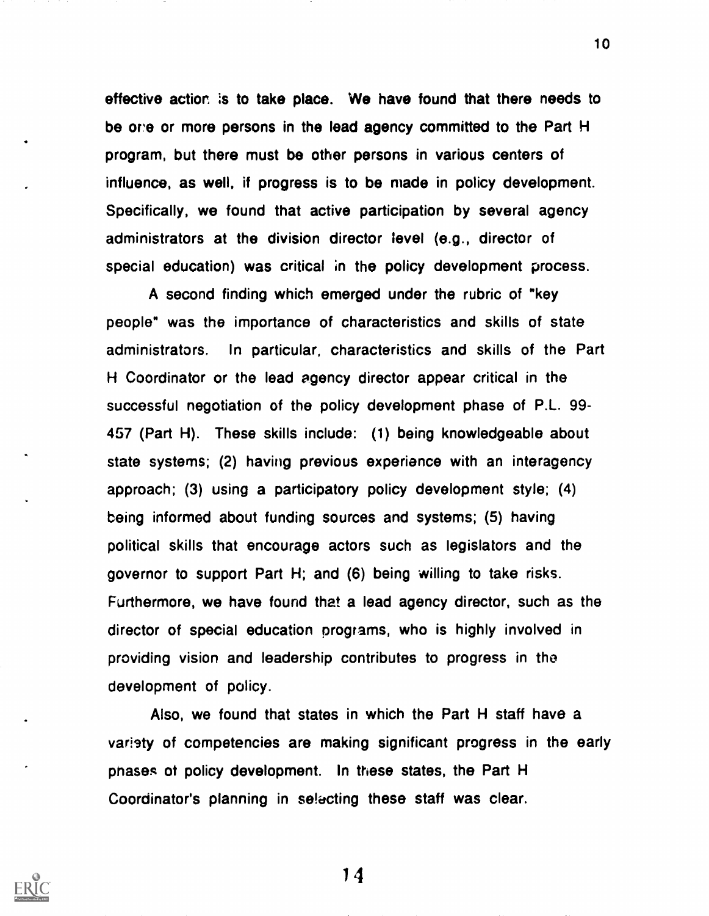effective action is to take place. We have found that there needs to be one or more persons in the lead agency committed to the Part H program, but there must be other persons in various centers of influence, as well, if progress is to be made in policy development. Specifically, we found that active participation by several agency administrators at the division director level (e.g., director of special education) was critical in the policy development process.

A second finding which emerged under the rubric of "key people" was the importance of characteristics and skills of state administrators. In particular, characteristics and skills of the Part H Coordinator or the lead agency director appear critical in the successful negotiation of the policy development phase of P.L. 99-457 (Part H). These skills include: (1) being knowledgeable about state systems; (2) having previous experience with an interagency approach; (3) using a participatory policy development style; (4) being informed about funding sources and systems; (5) having political skills that encourage actors such as legislators and the governor to support Part H; and (6) being willing to take risks. Furthermore, we have found that a lead agency director, such as the director of special education programs, who is highly involved in providing vision and leadership contributes to progress in the development of policy.

Also, we found that states in which the Part H staff have a variety of competencies are making significant progress in the early phases of policy development. In these states, the Part H Coordinator's planning in selecting these staff was clear.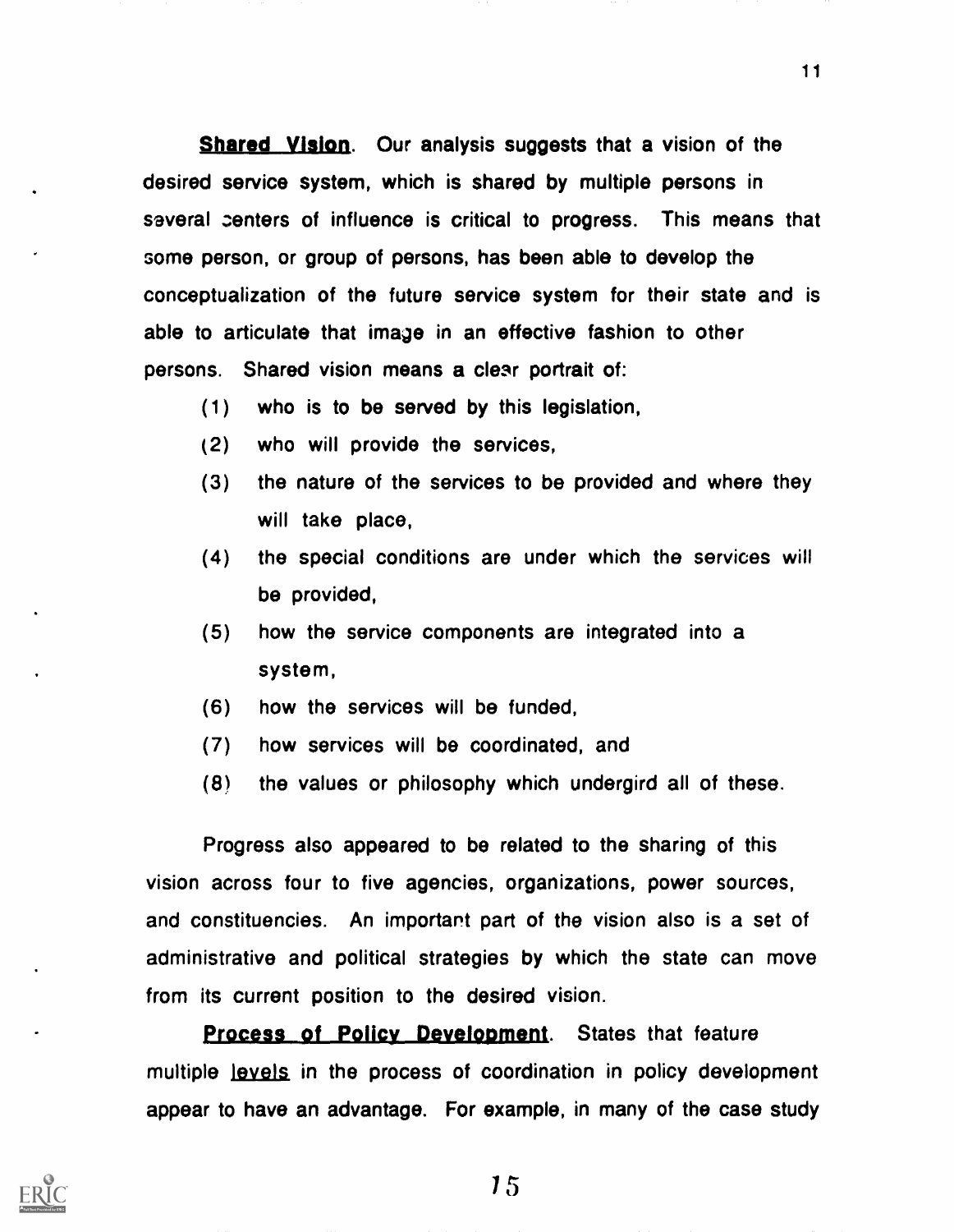**Shared Vision**. Our analysis suggests that a vision of the desired service system, which is shared by multiple persons in several centers of influence is critical to progress. This means that some person, or group of persons, has been able to develop the conceptualization of the future service system for their state and is able to articulate that image in an effective fashion to other persons. Shared vision means a clear portrait of:

(1) who is to be served by this legislation,

(2) who will provide the services,

(3) the nature of the services to be provided and where they will take place,

(4) the special conditions are under which the services will be provided,

(5) how the service components are integrated into a system,

(6) how the services will be funded,

(7) how services will be coordinated, and

(8) the values or philosophy which undergird all of these.

Progress also appeared to be related to the sharing of this vision across four to five agencies, organizations, power sources, and constituencies. An important part of the vision also is a set of administrative and political strategies by which the state can move from its current position to the desired vision.

**Process of Policy Development**. States that feature multiple levels in the process of coordination in policy development appear to have an advantage. For example, in many of the case study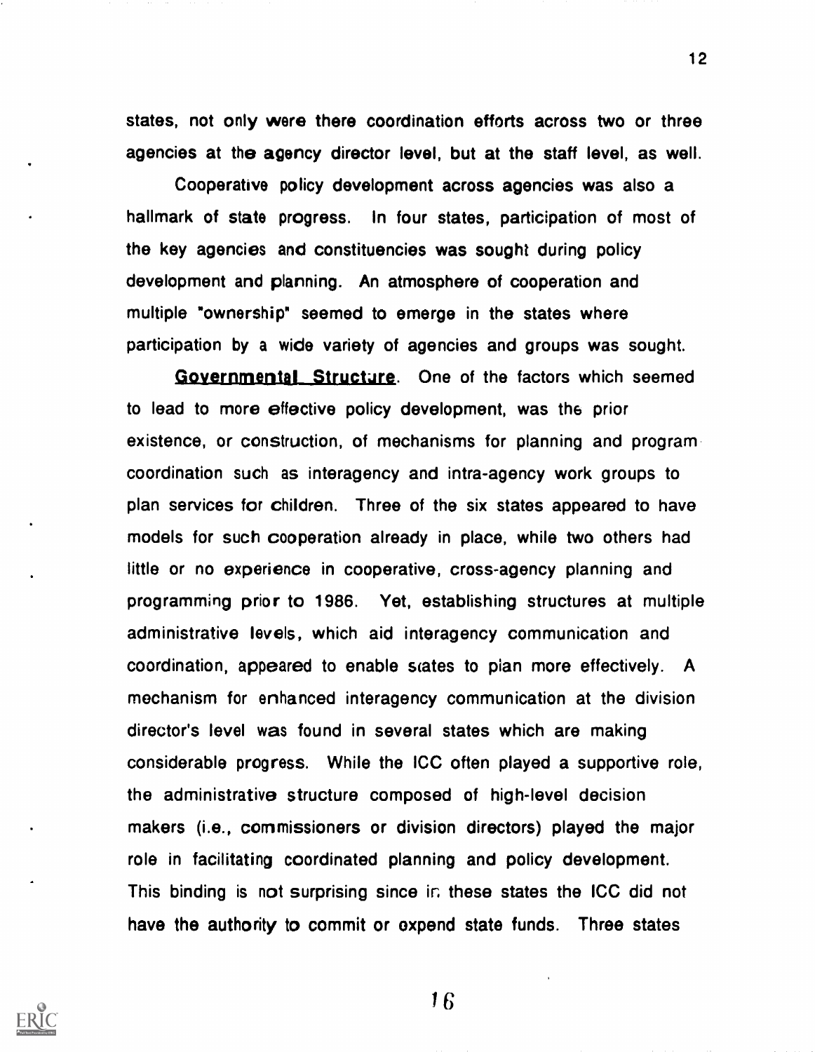states, not only were there coordination efforts across two or three agencies at the agency director level, but at the staff level, as well.

Cooperative policy development across agencies was also a hallmark of state progress. In four states, participation of most of the key agencies and constituencies was sought during policy development and planning. An atmosphere of cooperation and multiple "ownership" seemed to emerge in the states where participation by a wide variety of agencies and groups was sought.

**Governmental Structure**. One of the factors which seemed to lead to more effective policy development, was the prior existence, or construction, of mechanisms for planning and program coordination such as interagency and intra-agency work groups to plan services for children. Three of the six states appeared to have models for such cooperation already in place, while two others had little or no experience in cooperative, cross-agency planning and programming prior to 1986. Yet, establishing structures at multiple administrative levels, which aid interagency communication and coordination, appeared to enable states to plan more effectively. A mechanism for enhanced interagency communication at the division director's level was found in several states which are making considerable progress. While the ICC often played a supportive role, the administrative structure composed of high-level decision makers (i.e., commissioners or division directors) played the major role in facilitating coordinated planning and policy development. This binding is not surprising since in these states the ICC did not have the authority to commit or expend state funds. Three states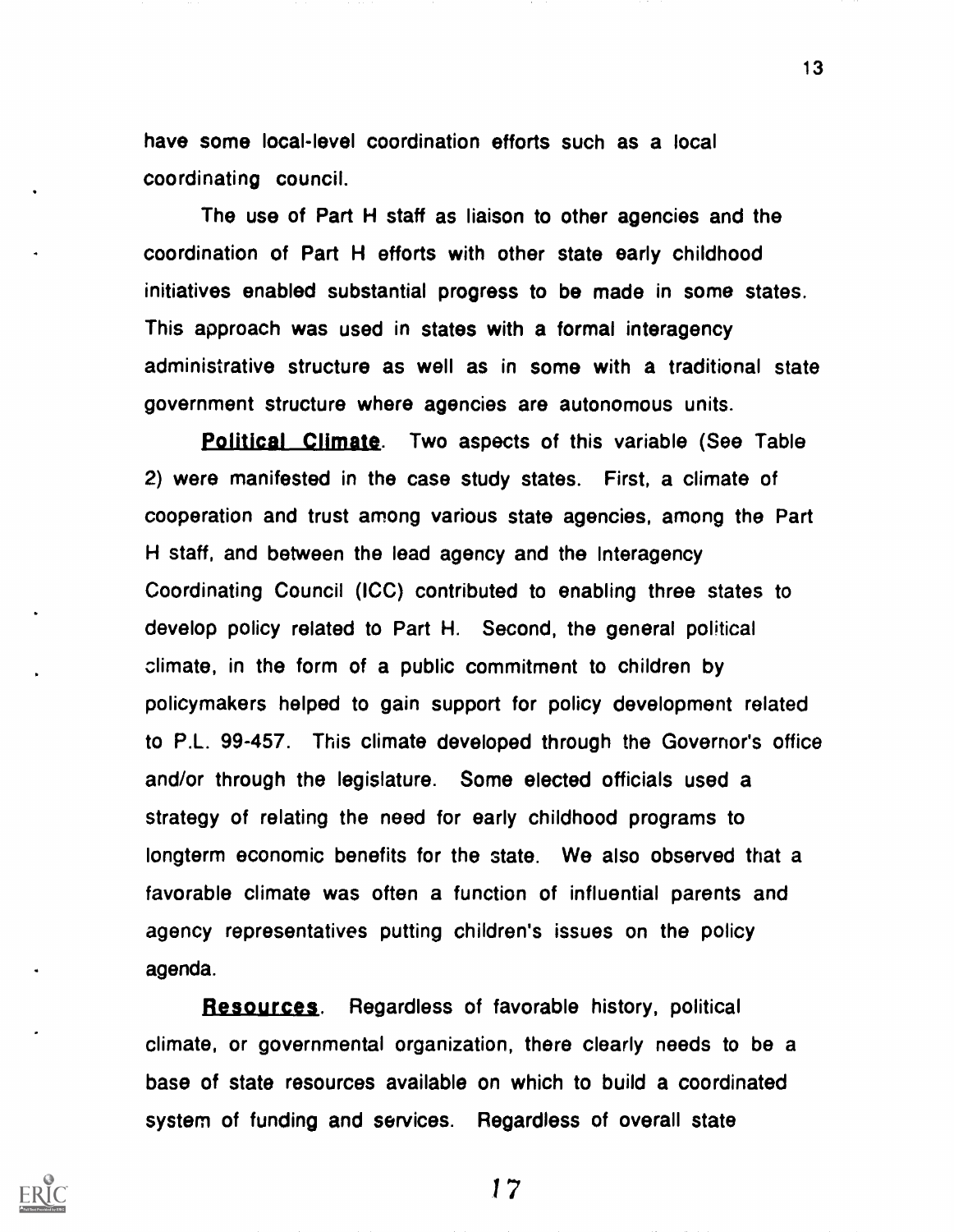have some local-level coordination efforts such as a local coordinating council.

The use of Part H staff as liaison to other agencies and the coordination of Part H efforts with other state early childhood initiatives enabled substantial progress to be made in some states. This approach was used in states with a formal interagency administrative structure as well as in some with a traditional state government structure where agencies are autonomous units.

**Political Climate**. Two aspects of this variable (See Table 2) were manifested in the case study states. First, a climate of cooperation and trust among various state agencies, among the Part H staff, and between the lead agency and the Interagency Coordinating Council (ICC) contributed to enabling three states to develop policy related to Part H. Second, the general political climate, in the form of a public commitment to children by policymakers helped to gain support for policy development related to P.L. 99-457. This climate developed through the Governor's office and/or through the legislature. Some elected officials used a strategy of relating the need for early childhood programs to longterm economic benefits for the state. We also observed that a favorable climate was often a function of influential parents and agency representatives putting children's issues on the policy agenda.

**Resources**. Regardless of favorable history, political climate, or governmental organization, there clearly needs to be a base of state resources available on which to build a coordinated system of funding and services. Regardless of overall state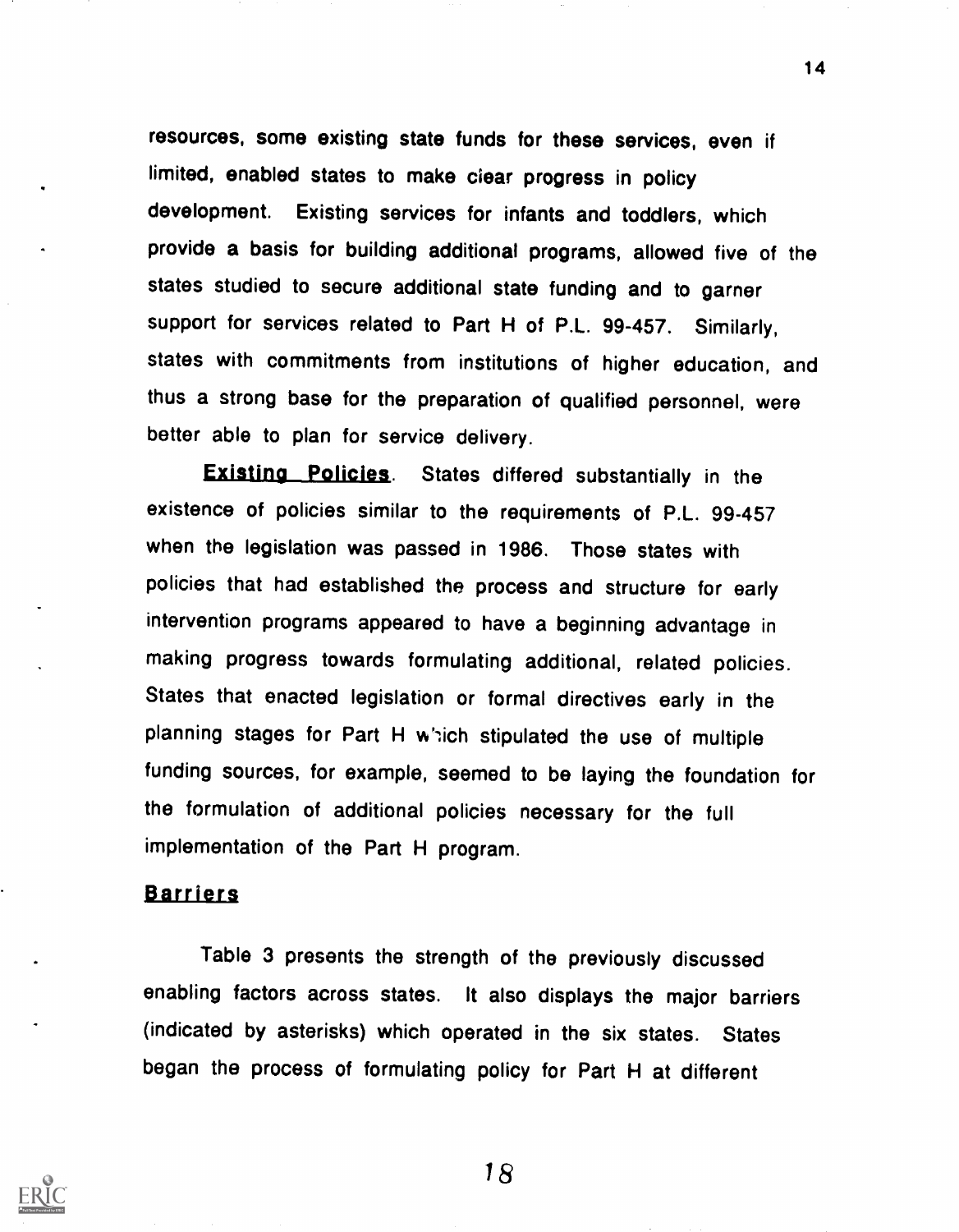resources, some existing state funds for these services, even if limited, enabled states to make clear progress in policy development. Existing services for infants and toddlers, which provide a basis for building additional programs, allowed five of the states studied to secure additional state funding and to garner support for services related to Part H of P.L. 99-457. Similarly, states with commitments from institutions of higher education, and thus a strong base for the preparation of qualified personnel, were better able to plan for service delivery.

**Existing Policies**. States differed substantially in the existence of policies similar to the requirements of P.L. 99-457 when the legislation was passed in 1986. Those states with policies that had established the process and structure for early intervention programs appeared to have a beginning advantage in making progress towards formulating additional, related policies. States that enacted legislation or formal directives early in the planning stages for Part H which stipulated the use of multiple funding sources, for example, seemed to be laying the foundation for the formulation of additional policies necessary for the full implementation of the Part H program.

## Barriers

Table 3 presents the strength of the previously discussed enabling factors across states. It also displays the major barriers (indicated by asterisks) which operated in the six states. States began the process of formulating policy for Part H at different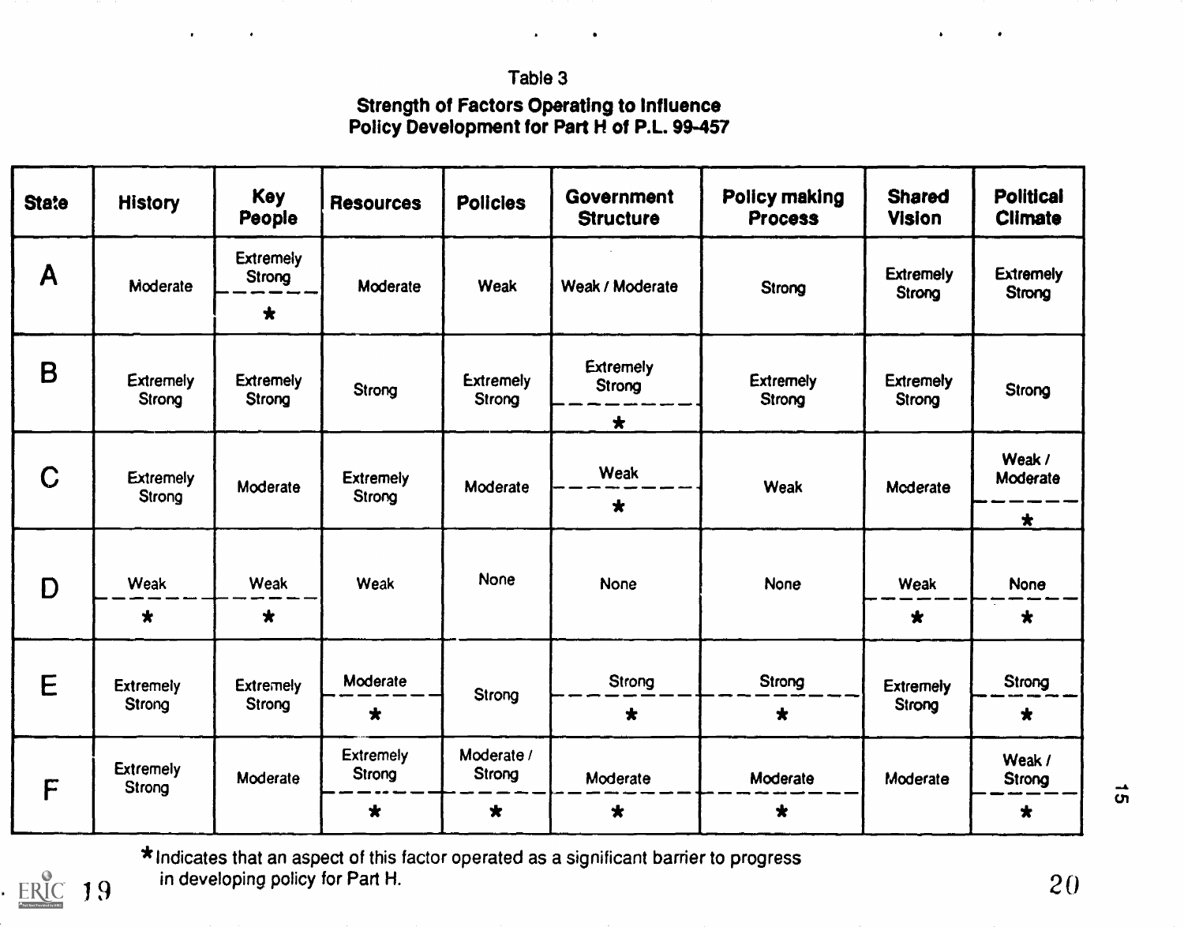Table 3

**Strength of Factors Operating to Influence Policy Development for Part H of P.L. 99-457**

| State | History | Key People | Resources | Policies | Government Structure | Policy making Process | Shared Vision | Political Climate |
|---|---|---|---|---|---|---|---|---|
| A | Moderate | Extremely Strong * | Moderate | Weak | Weak / Moderate | Strong | Extremely Strong | Extremely Strong |
| B | Extremely Strong | Extremely Strong | Strong | Extremely Strong | Extremely Strong * | Extremely Strong | Extremely Strong | Strong |
| C | Extremely Strong | Moderate | Extremely Strong | Moderate | Weak * | Weak | Moderate | Weak / Moderate * |
| D | Weak * | Weak * | Weak | None | None | None | Weak * | None * |
| E | Extremely Strong | Extremely Strong | Moderate * | Strong | Strong * | Strong * | Extremely Strong | Strong * |
| F | Extremely Strong | Moderate | Extremely Strong * | Moderate / Strong * | Moderate * | Moderate * | Moderate | Weak / Strong * |

*Indicates that an aspect of this factor operated as a significant barrier to progress in developing policy for Part H.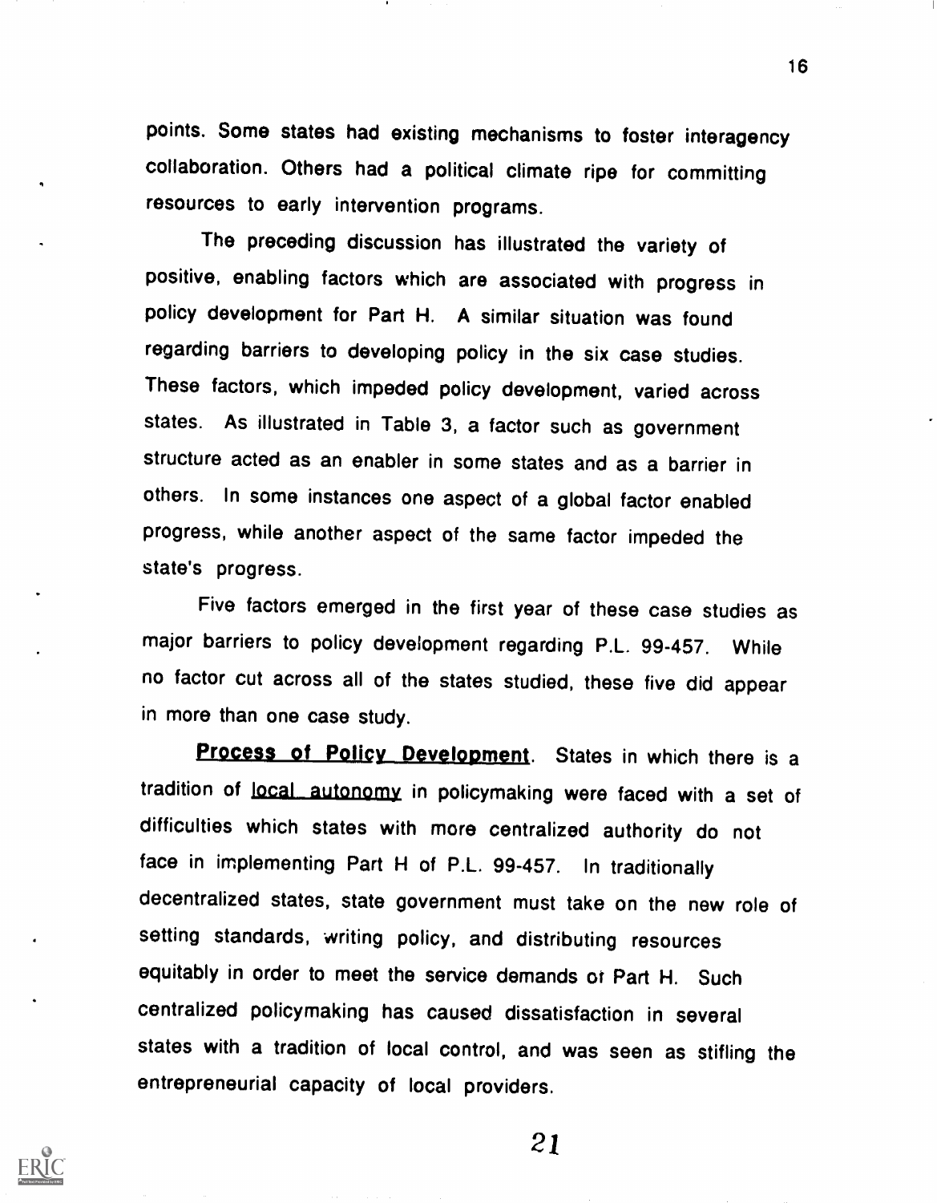points. Some states had existing mechanisms to foster interagency collaboration. Others had a political climate ripe for committing resources to early intervention programs.

The preceding discussion has illustrated the variety of positive, enabling factors which are associated with progress in policy development for Part H. A similar situation was found regarding barriers to developing policy in the six case studies. These factors, which impeded policy development, varied across states. As illustrated in Table 3, a factor such as government structure acted as an enabler in some states and as a barrier in others. In some instances one aspect of a global factor enabled progress, while another aspect of the same factor impeded the state's progress.

Five factors emerged in the first year of these case studies as major barriers to policy development regarding P.L. 99-457. While no factor cut across all of the states studied, these five did appear in more than one case study.

**Process of Policy Development**. States in which there is a tradition of local autonomy in policymaking were faced with a set of difficulties which states with more centralized authority do not face in implementing Part H of P.L. 99-457. In traditionally decentralized states, state government must take on the new role of setting standards, writing policy, and distributing resources equitably in order to meet the service demands of Part H. Such centralized policymaking has caused dissatisfaction in several states with a tradition of local control, and was seen as stifling the entrepreneurial capacity of local providers.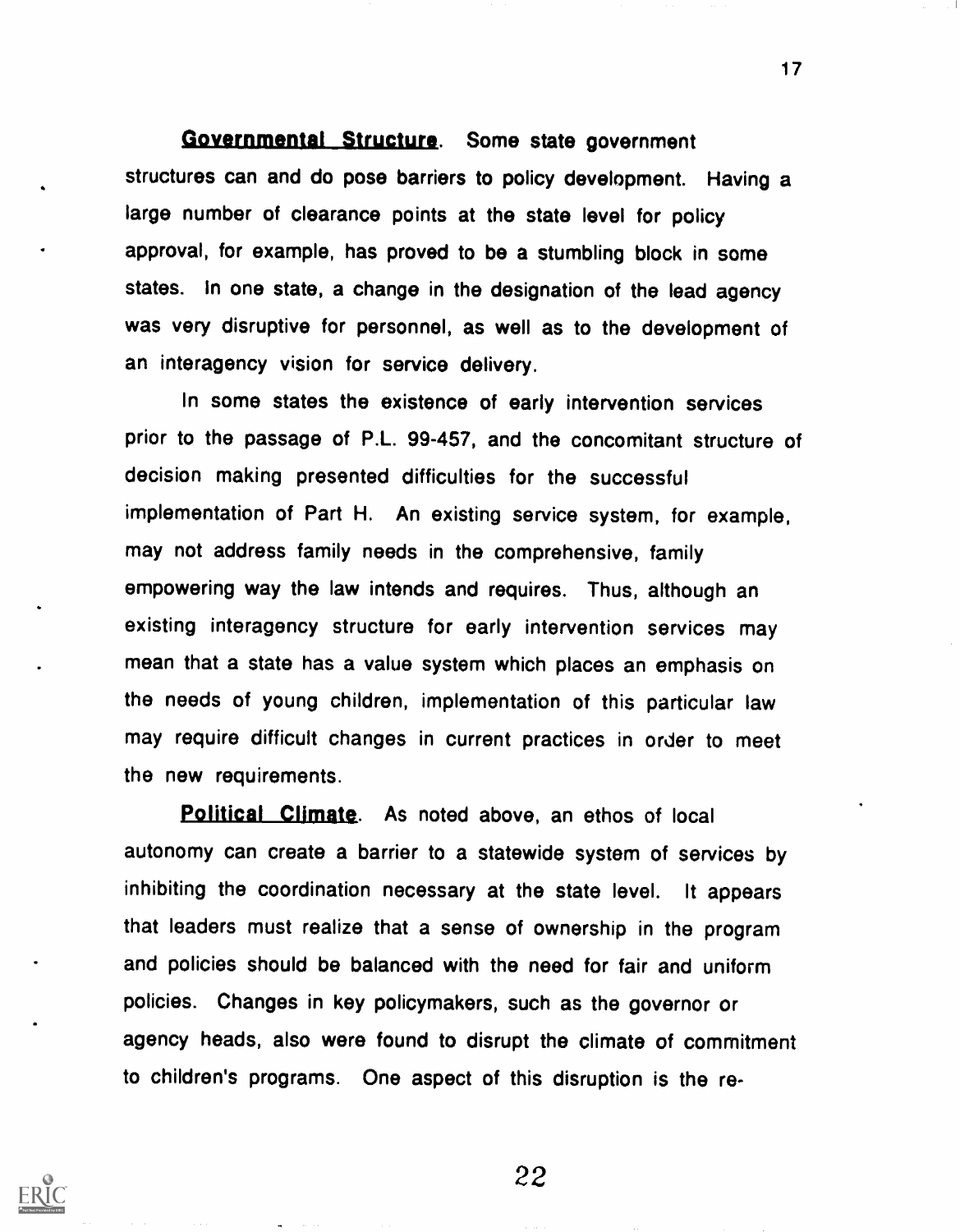**Governmental Structure**. Some state government structures can and do pose barriers to policy development. Having a large number of clearance points at the state level for policy approval, for example, has proved to be a stumbling block in some states. In one state, a change in the designation of the lead agency was very disruptive for personnel, as well as to the development of an interagency vision for service delivery.

In some states the existence of early intervention services prior to the passage of P.L. 99-457, and the concomitant structure of decision making presented difficulties for the successful implementation of Part H. An existing service system, for example, may not address family needs in the comprehensive, family empowering way the law intends and requires. Thus, although an existing interagency structure for early intervention services may mean that a state has a value system which places an emphasis on the needs of young children, implementation of this particular law may require difficult changes in current practices in order to meet the new requirements.

**Political Climate**. As noted above, an ethos of local autonomy can create a barrier to a statewide system of services by inhibiting the coordination necessary at the state level. It appears that leaders must realize that a sense of ownership in the program and policies should be balanced with the need for fair and uniform policies. Changes in key policymakers, such as the governor or agency heads, also were found to disrupt the climate of commitment to children's programs. One aspect of this disruption is the re-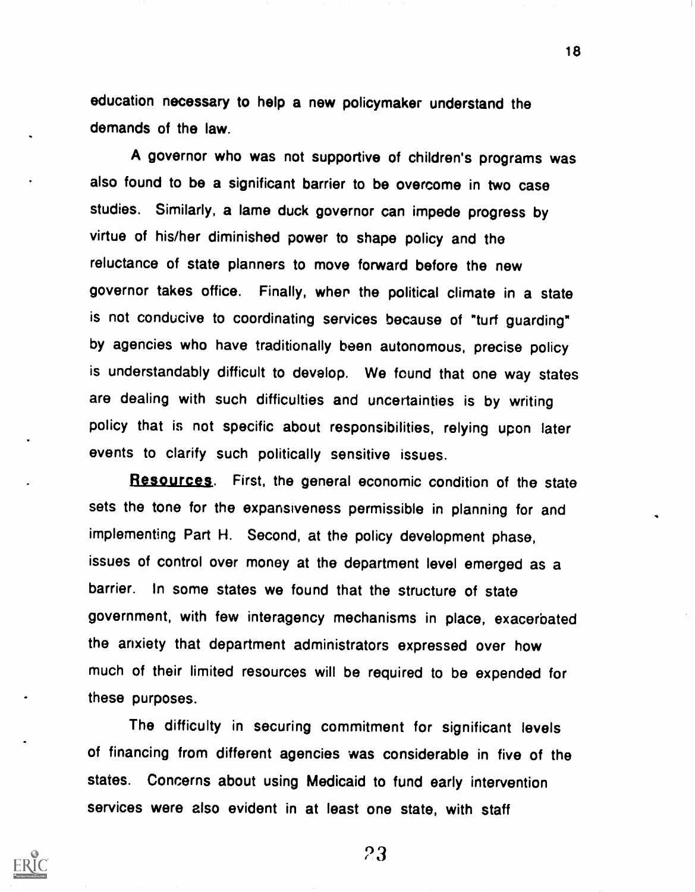education necessary to help a new policymaker understand the demands of the law.

A governor who was not supportive of children's programs was also found to be a significant barrier to be overcome in two case studies. Similarly, a lame duck governor can impede progress by virtue of his/her diminished power to shape policy and the reluctance of state planners to move forward before the new governor takes office. Finally, when the political climate in a state is not conducive to coordinating services because of "turf guarding" by agencies who have traditionally been autonomous, precise policy is understandably difficult to develop. We found that one way states are dealing with such difficulties and uncertainties is by writing policy that is not specific about responsibilities, relying upon later events to clarify such politically sensitive issues.

**Resources**. First, the general economic condition of the state sets the tone for the expansiveness permissible in planning for and implementing Part H. Second, at the policy development phase, issues of control over money at the department level emerged as a barrier. In some states we found that the structure of state government, with few interagency mechanisms in place, exacerbated the anxiety that department administrators expressed over how much of their limited resources will be required to be expended for these purposes.

The difficulty in securing commitment for significant levels of financing from different agencies was considerable in five of the states. Concerns about using Medicaid to fund early intervention services were also evident in at least one state, with staff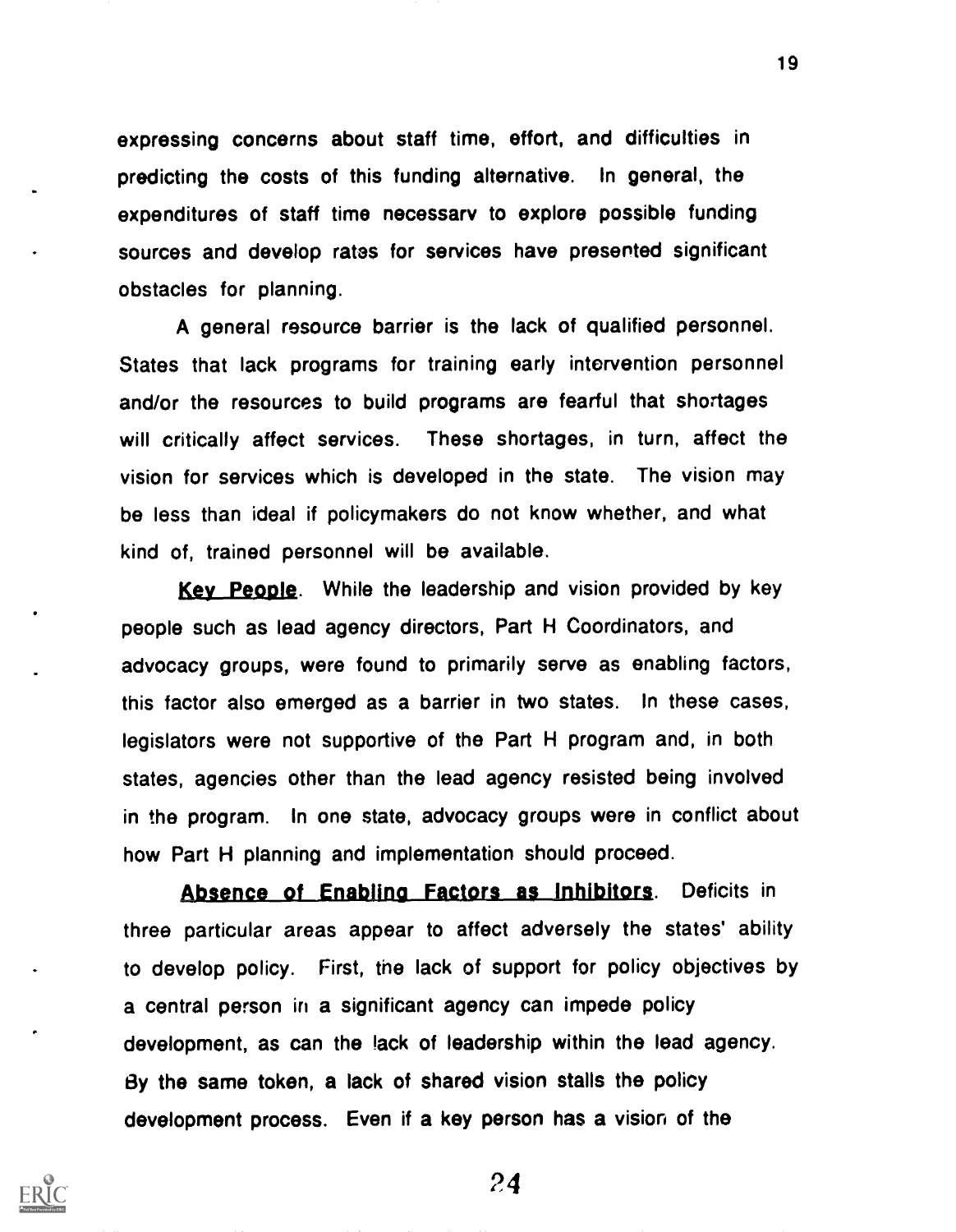expressing concerns about staff time, effort, and difficulties in predicting the costs of this funding alternative. In general, the expenditures of staff time necessarv to explore possible funding sources and develop rates for services have presented significant obstacles for planning.

A general resource barrier is the lack of qualified personnel. States that lack programs for training early intervention personnel and/or the resources to build programs are fearful that shortages will critically affect services. These shortages, in turn, affect the vision for services which is developed in the state. The vision may be less than ideal if policymakers do not know whether, and what kind of, trained personnel will be available.

**Key People**. While the leadership and vision provided by key people such as lead agency directors, Part H Coordinators, and advocacy groups, were found to primarily serve as enabling factors, this factor also emerged as a barrier in two states. In these cases, legislators were not supportive of the Part H program and, in both states, agencies other than the lead agency resisted being involved in the program. In one state, advocacy groups were in conflict about how Part H planning and implementation should proceed.

**Absence of Enabling Factors as Inhibitors**. Deficits in three particular areas appear to affect adversely the states' ability to develop policy. First, the lack of support for policy objectives by a central person in a significant agency can impede policy development, as can the lack of leadership within the lead agency. By the same token, a lack of shared vision stalls the policy development process. Even if a key person has a vision of the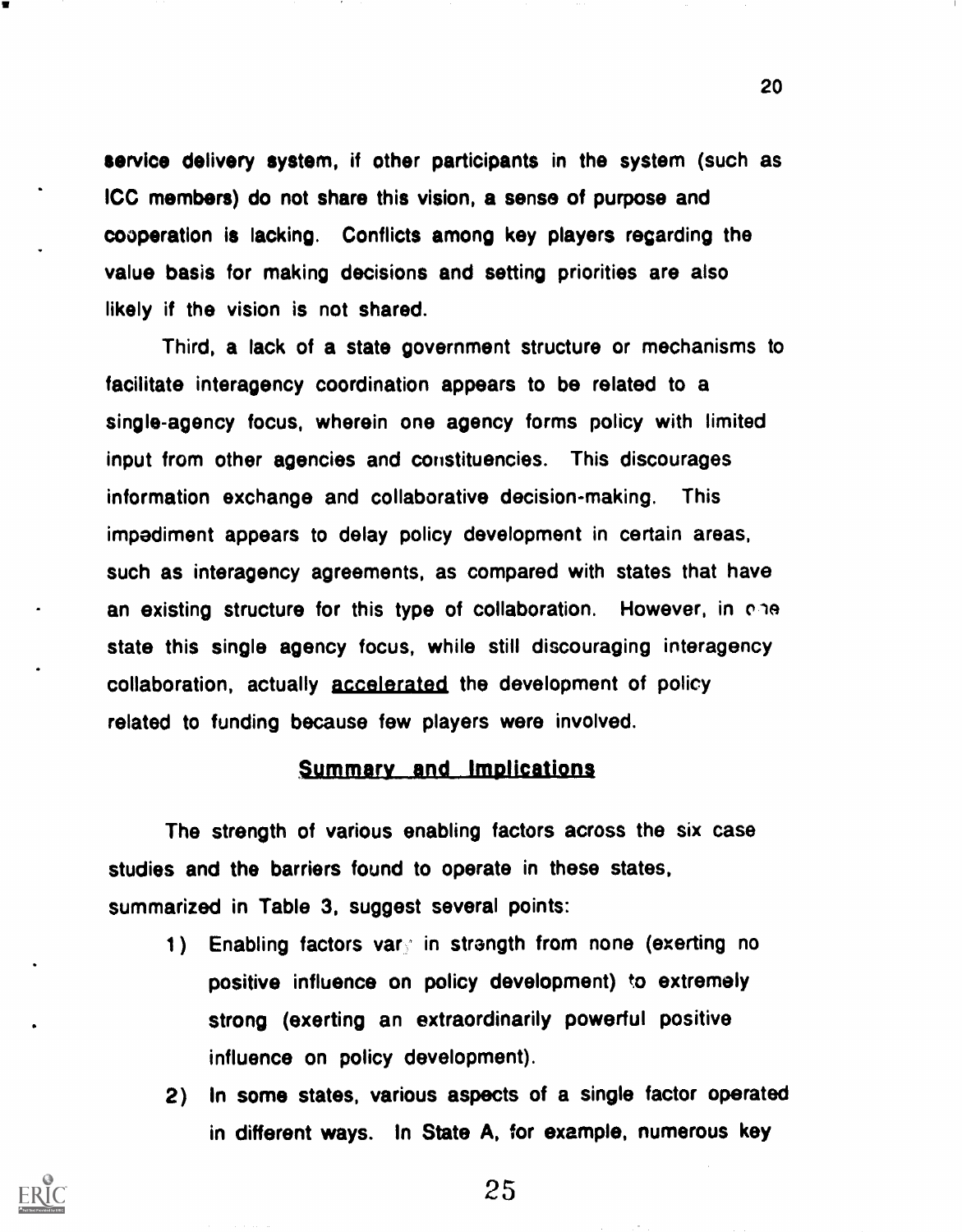service delivery system, if other participants in the system (such as ICC members) do not share this vision, a sense of purpose and cooperation is lacking. Conflicts among key players regarding the value basis for making decisions and setting priorities are also likely if the vision is not shared.

Third, a lack of a state government structure or mechanisms to facilitate interagency coordination appears to be related to a single-agency focus, wherein one agency forms policy with limited input from other agencies and constituencies. This discourages information exchange and collaborative decision-making. This impediment appears to delay policy development in certain areas, such as interagency agreements, as compared with states that have an existing structure for this type of collaboration. However, in one state this single agency focus, while still discouraging interagency collaboration, actually accelerated the development of policy related to funding because few players were involved.

## Summary and Implications

The strength of various enabling factors across the six case studies and the barriers found to operate in these states, summarized in Table 3, suggest several points:

1) Enabling factors vary in strength from none (exerting no positive influence on policy development) to extremely strong (exerting an extraordinarily powerful positive influence on policy development).
2) In some states, various aspects of a single factor operated in different ways. In State A, for example, numerous key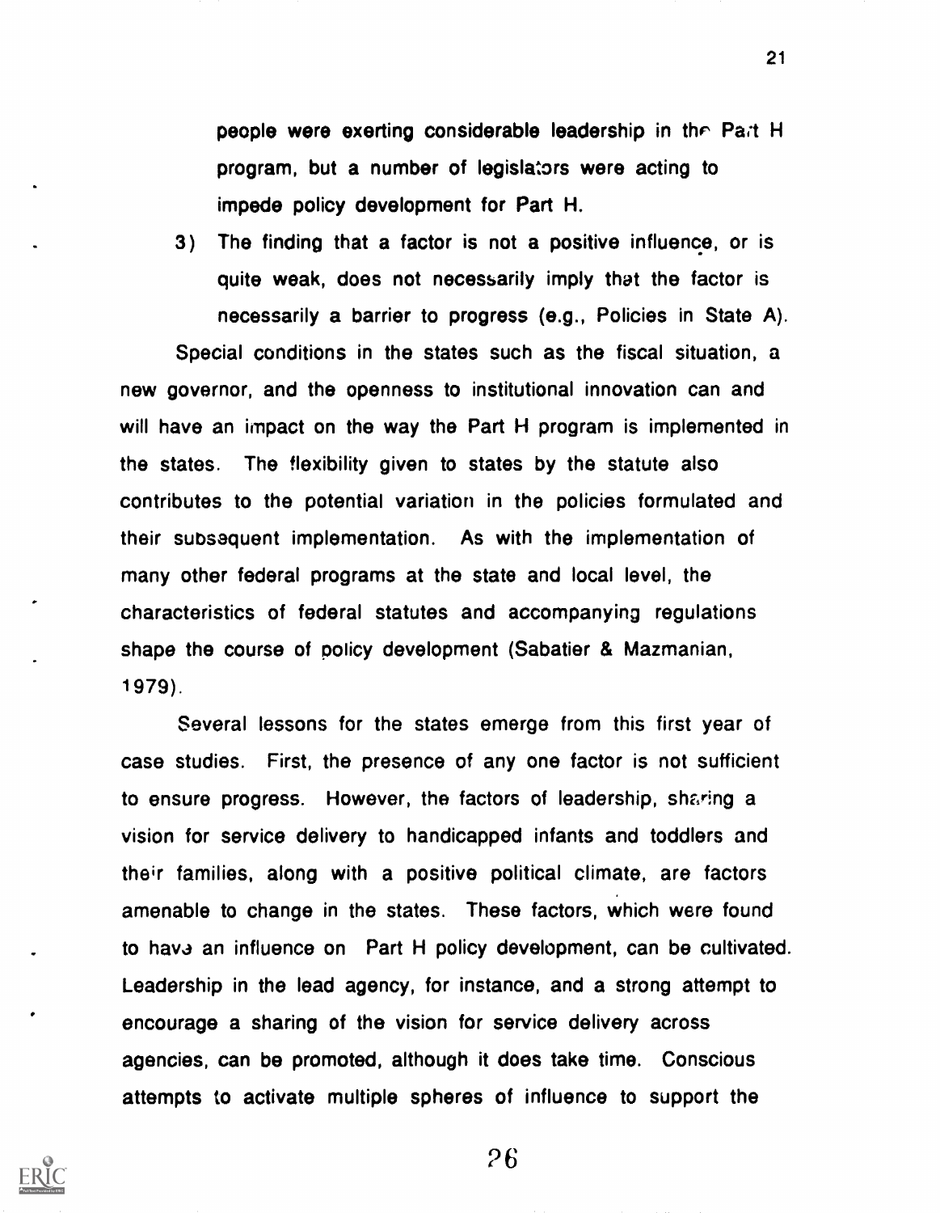people were exerting considerable leadership in the Part H program, but a number of legislators were acting to impede policy development for Part H.

3) The finding that a factor is not a positive influence, or is quite weak, does not necessarily imply that the factor is necessarily a barrier to progress (e.g., Policies in State A).

Special conditions in the states such as the fiscal situation, a new governor, and the openness to institutional innovation can and will have an impact on the way the Part H program is implemented in the states. The flexibility given to states by the statute also contributes to the potential variation in the policies formulated and their subsequent implementation. As with the implementation of many other federal programs at the state and local level, the characteristics of federal statutes and accompanying regulations shape the course of policy development (Sabatier & Mazmanian, 1979).

Several lessons for the states emerge from this first year of case studies. First, the presence of any one factor is not sufficient to ensure progress. However, the factors of leadership, sharing a vision for service delivery to handicapped infants and toddlers and their families, along with a positive political climate, are factors amenable to change in the states. These factors, which were found to have an influence on Part H policy development, can be cultivated. Leadership in the lead agency, for instance, and a strong attempt to encourage a sharing of the vision for service delivery across agencies, can be promoted, although it does take time. Conscious attempts to activate multiple spheres of influence to support the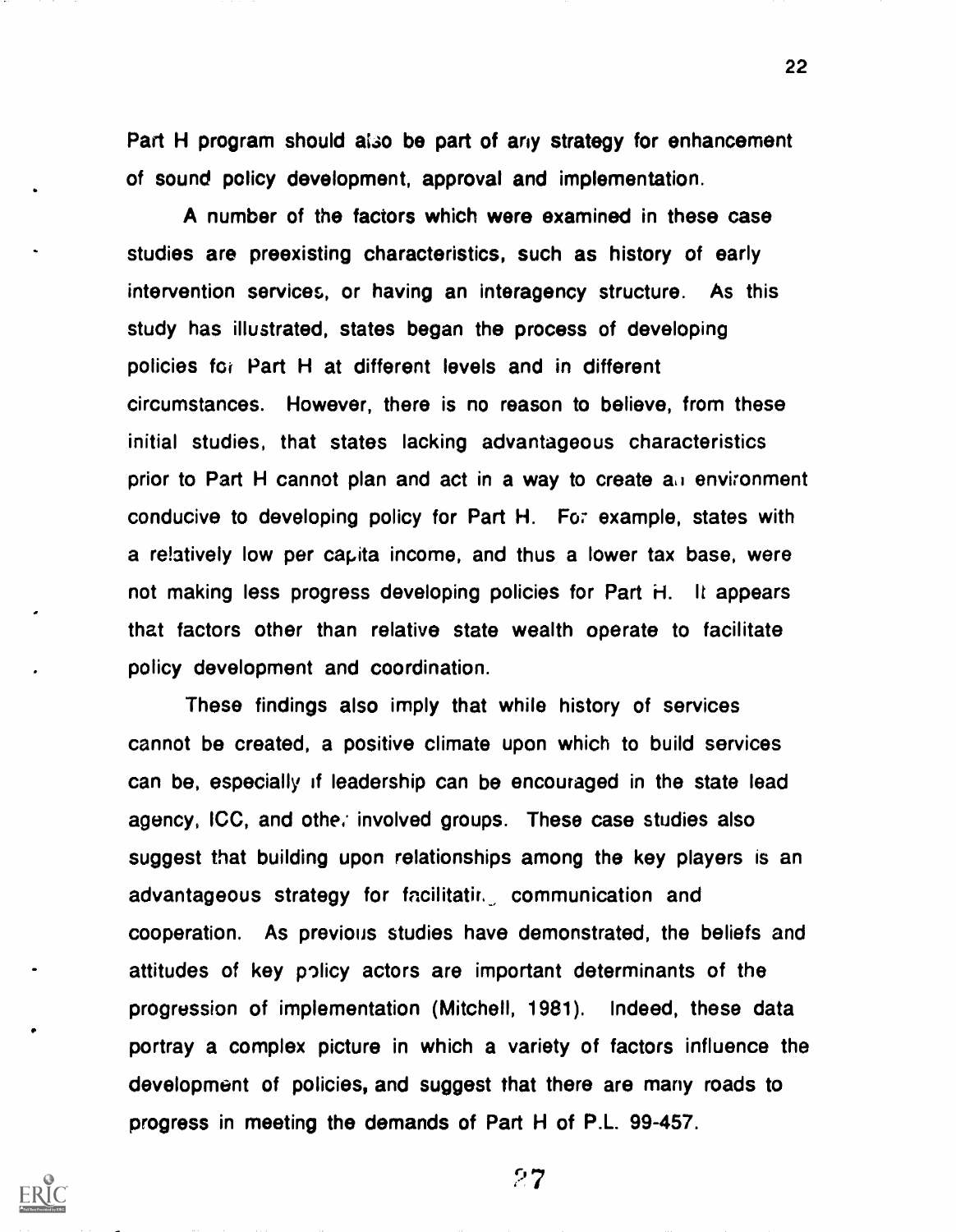Part H program should also be part of any strategy for enhancement of sound policy development, approval and implementation.

A number of the factors which were examined in these case studies are preexisting characteristics, such as history of early intervention services, or having an interagency structure. As this study has illustrated, states began the process of developing policies for Part H at different levels and in different circumstances. However, there is no reason to believe, from these initial studies, that states lacking advantageous characteristics prior to Part H cannot plan and act in a way to create an environment conducive to developing policy for Part H. For example, states with a relatively low per capita income, and thus a lower tax base, were not making less progress developing policies for Part H. It appears that factors other than relative state wealth operate to facilitate policy development and coordination.

These findings also imply that while history of services cannot be created, a positive climate upon which to build services can be, especially if leadership can be encouraged in the state lead agency, ICC, and other involved groups. These case studies also suggest that building upon relationships among the key players is an advantageous strategy for facilitating communication and cooperation. As previous studies have demonstrated, the beliefs and attitudes of key policy actors are important determinants of the progression of implementation (Mitchell, 1981). Indeed, these data portray a complex picture in which a variety of factors influence the development of policies, and suggest that there are many roads to progress in meeting the demands of Part H of P.L. 99-457.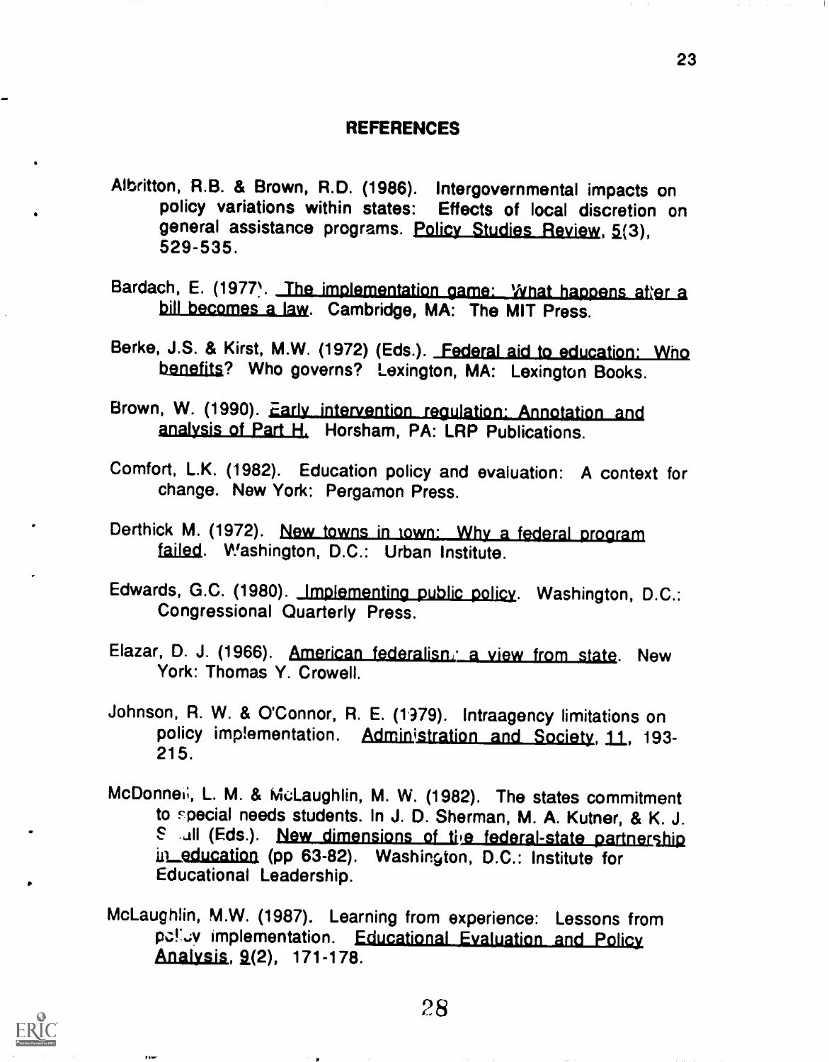# REFERENCES

Albritton, R.B. & Brown, R.D. (1986). Intergovernmental impacts on policy variations within states: Effects of local discretion on general assistance programs. Policy Studies Review, 5(3), 529-535.

Bardach, E. (1977). The implementation game: What happens after a bill becomes a law. Cambridge, MA: The MIT Press.

Berke, J.S. & Kirst, M.W. (1972) (Eds.). Federal aid to education: Who benefits? Who governs? Lexington, MA: Lexington Books.

Brown, W. (1990). Early intervention regulation: Annotation and analysis of Part H. Horsham, PA: LRP Publications.

Comfort, L.K. (1982). Education policy and evaluation: A context for change. New York: Pergamon Press.

Derthick M. (1972). New towns in town: Why a federal program failed. Washington, D.C.: Urban Institute.

Edwards, G.C. (1980). Implementing public policy. Washington, D.C.: Congressional Quarterly Press.

Elazar, D. J. (1966). American federalism: a view from state. New York: Thomas Y. Crowell.

Johnson, R. W. & O'Connor, R. E. (1979). Intraagency limitations on policy implementation. Administration and Society, 11, 193-215.

McDonnell, L. M. & McLaughlin, M. W. (1982). The states commitment to special needs students. In J. D. Sherman, M. A. Kutner, & K. J. Small (Eds.). New dimensions of the federal-state partnership in education (pp 63-82). Washington, D.C.: Institute for Educational Leadership.

McLaughlin, M.W. (1987). Learning from experience: Lessons from policy implementation. Educational Evaluation and Policy Analysis, 9(2), 171-178.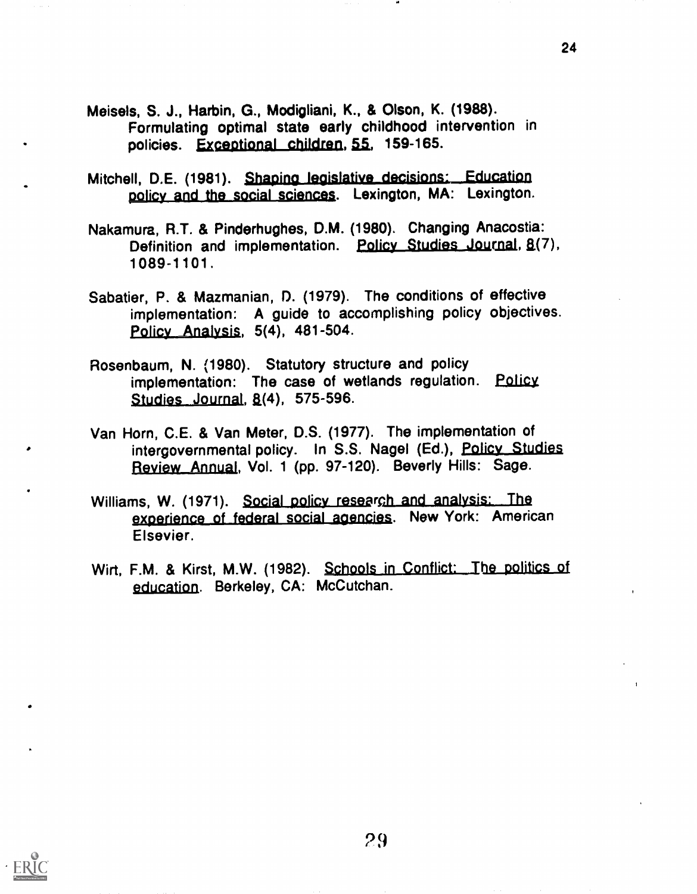Meisels, S. J., Harbin, G., Modigliani, K., & Olson, K. (1988). Formulating optimal state early childhood intervention in policies. _Exceptional children_, _55_, 159-165.

Mitchell, D.E. (1981). _Shaping legislative decisions: Education policy and the social sciences_. Lexington, MA: Lexington.

Nakamura, R.T. & Pinderhughes, D.M. (1980). Changing Anacostia: Definition and implementation. _Policy Studies Journal_, _8_(7), 1089-1101.

Sabatier, P. & Mazmanian, D. (1979). The conditions of effective implementation: A guide to accomplishing policy objectives. _Policy Analysis_, 5(4), 481-504.

Rosenbaum, N. (1980). Statutory structure and policy implementation: The case of wetlands regulation. _Policy Studies Journal_, _8_(4), 575-596.

Van Horn, C.E. & Van Meter, D.S. (1977). The implementation of intergovernmental policy. In S.S. Nagel (Ed.), _Policy Studies Review Annual_, Vol. 1 (pp. 97-120). Beverly Hills: Sage.

Williams, W. (1971). _Social policy research and analysis: The experience of federal social agencies_. New York: American Elsevier.

Wirt, F.M. & Kirst, M.W. (1982). _Schools in Conflict: The politics of education_. Berkeley, CA: McCutchan.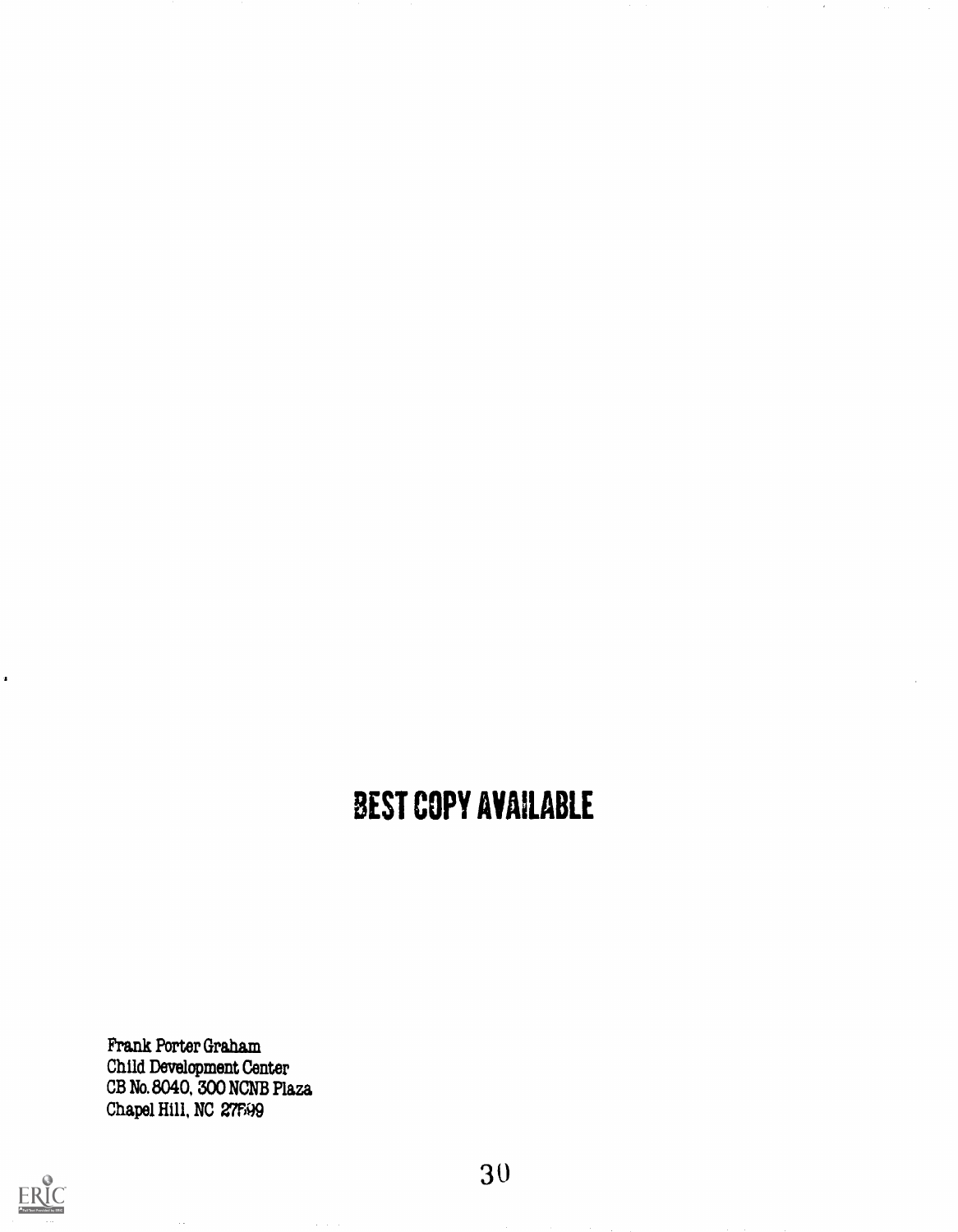**BEST COPY AVAILABLE**

Frank Porter Graham
Child Development Center
CB No. 8040, 300 NCNB Plaza
Chapel Hill, NC 27599